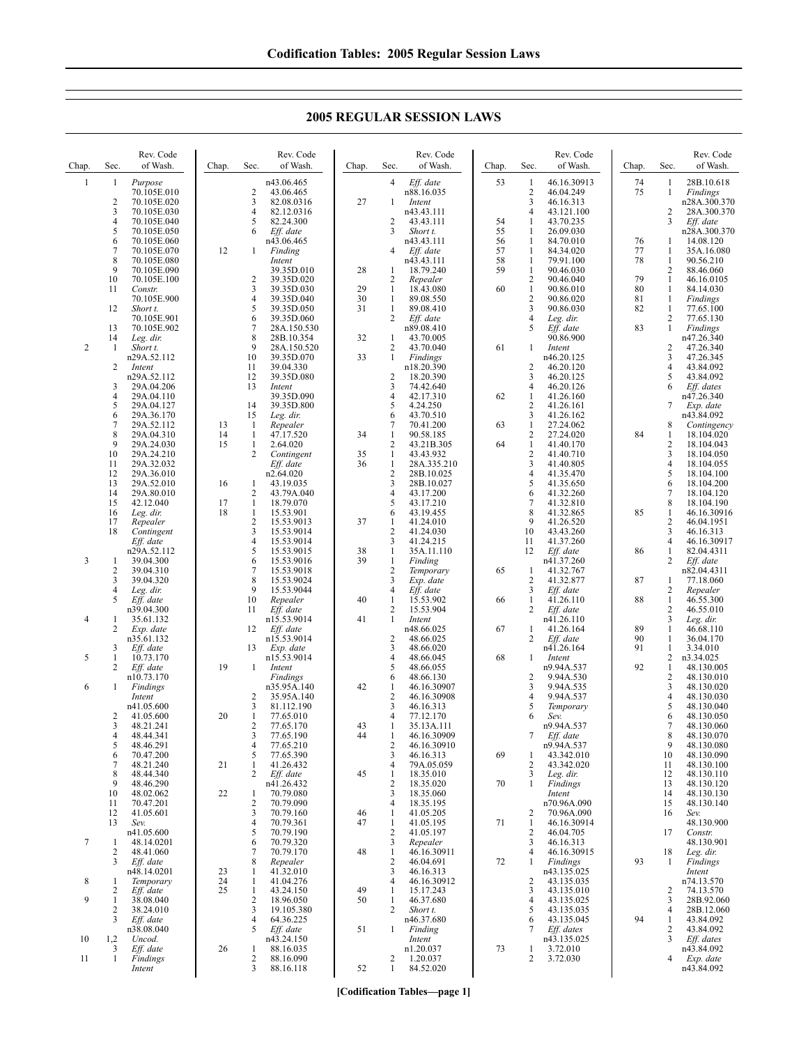# 2005 REGULAR SESSION LAWS

| Chap. | Sec. | Rev. Code of Wash. |
|---|---|---|
| 1 | 1 | *Purpose* 70.105E.010 |
| | 2 | 70.105E.020 |
| | 3 | 70.105E.030 |
| | 4 | 70.105E.040 |
| | 5 | 70.105E.050 |
| | 6 | 70.105E.060 |
| | 7 | 70.105E.070 |
| | 8 | 70.105E.080 |
| | 9 | 70.105E.090 |
| | 10 | 70.105E.100 |
| | 11 | *Constr.* 70.105E.900 |
| | 12 | *Short t.* 70.105E.901 |
| | 13 | 70.105E.902 |
| | 14 | *Leg. dir.* |
| 2 | 1 | *Short t.* n29A.52.112 |
| | 2 | *Intent* n29A.52.112 |
| | 3 | 29A.04.206 |
| | 4 | 29A.04.110 |
| | 5 | 29A.04.127 |
| | 6 | 29A.36.170 |
| | 7 | 29A.52.112 |
| | 8 | 29A.04.310 |
| | 9 | 29A.24.030 |
| | 10 | 29A.24.210 |
| | 11 | 29A.32.032 |
| | 12 | 29A.36.010 |
| | 13 | 29A.52.010 |
| | 14 | 29A.80.010 |
| | 15 | 42.12.040 |
| | 16 | *Leg. dir.* |
| | 17 | *Repealer* |
| | 18 | *Contingent* *Eff. date* n29A.52.112 |
| 3 | 1 | 39.04.300 |
| | 2 | 39.04.310 |
| | 3 | 39.04.320 |
| | 4 | *Leg. dir.* |
| | 5 | *Eff. date* n39.04.300 |
| 4 | 1 | 35.61.132 |
| | 2 | *Exp. date* n35.61.132 |
| | 3 | *Eff. date* |
| 5 | 1 | 10.73.170 |
| | 2 | *Eff. date* n10.73.170 |
| 6 | 1 | *Findings* *Intent* n41.05.600 |
| | 2 | 41.05.600 |
| | 3 | 48.21.241 |
| | 4 | 48.44.341 |
| | 5 | 48.46.291 |
| | 6 | 70.47.200 |
| | 7 | 48.21.240 |
| | 8 | 48.44.340 |
| | 9 | 48.46.290 |
| | 10 | 48.02.062 |
| | 11 | 70.47.201 |
| | 12 | 41.05.601 |
| | 13 | *Sev.* n41.05.600 |
| 7 | 1 | 48.14.0201 |
| | 2 | 48.41.060 |
| | 3 | *Eff. date* n48.14.0201 |
| 8 | 1 | *Temporary* |
| | 2 | *Eff. date* |
| 9 | 1 | 38.08.040 |
| | 2 | 38.24.010 |
| | 3 | *Eff. date* n38.08.040 |
| 10 | 1,2 | *Uncod.* |
| | 3 | *Eff. date* |
| 11 | 1 | *Findings* *Intent* n43.06.465 |
| | 2 | 43.06.465 |
| | 3 | 82.08.0316 |
| | 4 | 82.12.0316 |
| | 5 | 82.24.300 |
| | 6 | *Eff. date* n43.06.465 |
| 12 | 1 | *Finding* *Intent* 39.35D.010 |
| | 2 | 39.35D.020 |
| | 3 | 39.35D.030 |
| | 4 | 39.35D.040 |
| | 5 | 39.35D.050 |
| | 6 | 39.35D.060 |
| | 7 | 28A.150.530 |
| | 8 | 28B.10.354 |
| | 9 | 28A.150.520 |
| | 10 | 39.35D.070 |
| | 11 | 39.04.330 |
| | 12 | 39.35D.080 |
| | 13 | *Intent* 39.35D.090 |
| | 14 | 39.35D.800 |
| | 15 | *Leg. dir.* |
| 13 | 1 | *Repealer* |
| 14 | 1 | 47.17.520 |
| 15 | 1 | 2.64.020 |
| | 2 | *Contingent* *Eff. date* n2.64.020 |
| 16 | 1 | 43.19.035 |
| | 2 | 43.79A.040 |
| 17 | 1 | 18.79.070 |
| 18 | 1 | 15.53.901 |
| | 2 | 15.53.9013 |
| | 3 | 15.53.9014 |
| | 4 | 15.53.9014 |
| | 5 | 15.53.9015 |
| | 6 | 15.53.9016 |
| | 7 | 15.53.9018 |
| | 8 | 15.53.9024 |
| | 9 | 15.53.9044 |
| | 10 | *Repealer* |
| | 11 | *Eff. date* n15.53.9014 |
| | 12 | *Eff. date* n15.53.9014 |
| | 13 | *Exp. date* n15.53.9014 |
| 19 | 1 | *Intent* *Findings* n35.95A.140 |
| | 2 | 35.95A.140 |
| | 3 | 81.112.190 |
| 20 | 1 | 77.65.010 |
| | 2 | 77.65.170 |
| | 3 | 77.65.190 |
| | 4 | 77.65.210 |
| | 5 | 77.65.390 |
| 21 | 1 | 41.26.432 |
| | 2 | *Eff. date* n41.26.432 |
| 22 | 1 | 70.79.080 |
| | 2 | 70.79.090 |
| | 3 | 70.79.160 |
| | 4 | 70.79.361 |
| | 5 | 70.79.190 |
| | 6 | 70.79.320 |
| | 7 | 70.79.170 |
| | 8 | *Repealer* |
| 23 | 1 | 41.32.010 |
| 24 | 1 | 41.04.276 |
| 25 | 1 | 43.24.150 |
| | 2 | 18.96.050 |
| | 3 | 19.105.380 |
| | 4 | 64.36.225 |
| | 5 | *Eff. date* n43.24.150 |
| 26 | 1 | 88.16.035 |
| | 2 | 88.16.090 |
| | 3 | 88.16.118 |
| | 4 | *Eff. date* n88.16.035 |
| 27 | 1 | *Intent* n43.43.111 |
| | 2 | 43.43.111 |
| | 3 | *Short t.* n43.43.111 |
| | 4 | *Eff. date* n43.43.111 |
| 28 | 1 | 18.79.240 |
| | 2 | *Repealer* |
| 29 | 1 | 18.43.080 |
| 30 | 1 | 89.08.550 |
| 31 | 1 | 89.08.410 |
| | 2 | *Eff. date* n89.08.410 |
| 32 | 1 | 43.70.005 |
| | 2 | 43.70.040 |
| 33 | 1 | *Findings* n18.20.390 |
| | 2 | 18.20.390 |
| | 3 | 74.42.640 |
| | 4 | 42.17.310 |
| | 5 | 4.24.250 |
| | 6 | 43.70.510 |
| | 7 | 70.41.200 |
| 34 | 1 | 90.58.185 |
| | 2 | 43.21B.305 |
| 35 | 1 | 43.43.932 |
| 36 | 1 | 28A.335.210 |
| | 2 | 28B.10.025 |
| | 3 | 28B.10.027 |
| | 4 | 43.17.200 |
| | 5 | 43.17.210 |
| | 6 | 43.19.455 |
| 37 | 1 | 41.24.010 |
| | 2 | 41.24.030 |
| | 3 | 41.24.215 |
| 38 | 1 | 35A.11.110 |
| 39 | 1 | *Finding* |
| | 2 | *Temporary* |
| | 3 | *Exp. date* |
| | 4 | *Eff. date* |
| 40 | 1 | 15.53.902 |
| | 2 | 15.53.904 |
| 41 | 1 | *Intent* n48.66.025 |
| | 2 | 48.66.025 |
| | 3 | 48.66.020 |
| | 4 | 48.66.045 |
| | 5 | 48.66.055 |
| | 6 | 48.66.130 |
| 42 | 1 | 46.16.30907 |
| | 2 | 46.16.30908 |
| | 3 | 46.16.313 |
| | 4 | 77.12.170 |
| 43 | 1 | 35.13A.111 |
| 44 | 1 | 46.16.30909 |
| | 2 | 46.16.30910 |
| | 3 | 46.16.313 |
| | 4 | 79A.05.059 |
| 45 | 1 | 18.35.010 |
| | 2 | 18.35.020 |
| | 3 | 18.35.060 |
| | 4 | 18.35.195 |
| 46 | 1 | 41.05.205 |
| 47 | 1 | 41.05.195 |
| | 2 | 41.05.197 |
| | 3 | *Repealer* |
| 48 | 1 | 46.16.30911 |
| | 2 | 46.04.691 |
| | 3 | 46.16.313 |
| | 4 | 46.16.30912 |
| 49 | 1 | 15.17.243 |
| 50 | 1 | 46.37.680 |
| | 2 | *Short t.* n46.37.680 |
| 51 | 1 | *Finding* *Intent* n1.20.037 |
| | 2 | 1.20.037 |
| 52 | 1 | 84.52.020 |
| 53 | 1 | 46.16.30913 |
| | 2 | 46.04.249 |
| | 3 | 46.16.313 |
| | 4 | 43.121.100 |
| 54 | 1 | 43.70.235 |
| 55 | 1 | 26.09.030 |
| 56 | 1 | 84.70.010 |
| 57 | 1 | 84.34.020 |
| 58 | 1 | 79.91.100 |
| 59 | 1 | 90.46.030 |
| | 2 | 90.46.040 |
| 60 | 1 | 90.86.010 |
| | 2 | 90.86.020 |
| | 3 | 90.86.030 |
| | 4 | *Leg. dir.* |
| | 5 | *Eff. date* 90.86.900 |
| 61 | 1 | *Intent* n46.20.125 |
| | 2 | 46.20.120 |
| | 3 | 46.20.125 |
| | 4 | 46.20.126 |
| 62 | 1 | 41.26.160 |
| | 2 | 41.26.161 |
| | 3 | 41.26.162 |
| 63 | 1 | 27.24.062 |
| | 2 | 27.24.020 |
| 64 | 1 | 41.40.170 |
| | 2 | 41.40.710 |
| | 3 | 41.40.805 |
| | 4 | 41.35.470 |
| | 5 | 41.35.650 |
| | 6 | 41.32.260 |
| | 7 | 41.32.810 |
| | 8 | 41.32.865 |
| | 9 | 41.26.520 |
| | 10 | 43.43.260 |
| | 11 | 41.37.260 |
| | 12 | *Eff. date* n41.37.260 |
| 65 | 1 | 41.32.767 |
| | 2 | 41.32.877 |
| | 3 | *Eff. date* |
| 66 | 1 | 41.26.110 |
| | 2 | *Eff. date* n41.26.110 |
| 67 | 1 | 41.26.164 |
| | 2 | *Eff. date* n41.26.164 |
| 68 | 1 | *Intent* n9.94A.537 |
| | 2 | 9.94A.530 |
| | 3 | 9.94A.535 |
| | 4 | 9.94A.537 |
| | 5 | *Temporary* |
| | 6 | *Sev.* n9.94A.537 |
| | 7 | *Eff. date* n9.94A.537 |
| 69 | 1 | 43.342.010 |
| | 2 | 43.342.020 |
| | 3 | *Leg. dir.* |
| 70 | 1 | *Findings* *Intent* n70.96A.090 |
| | 2 | 70.96A.090 |
| 71 | 1 | 46.16.30914 |
| | 2 | 46.04.705 |
| | 3 | 46.16.313 |
| | 4 | 46.16.30915 |
| 72 | 1 | *Findings* n43.135.025 |
| | 2 | 43.135.035 |
| | 3 | 43.135.010 |
| | 4 | 43.135.025 |
| | 5 | 43.135.035 |
| | 6 | 43.135.045 |
| | 7 | *Eff. dates* n43.135.025 |
| 73 | 1 | 3.72.010 |
| | 2 | 3.72.030 |
| 74 | 1 | 28B.10.618 |
| 75 | 1 | *Findings* n28A.300.370 |
| | 2 | 28A.300.370 |
| | 3 | *Eff. date* n28A.300.370 |
| 76 | 1 | 14.08.120 |
| 77 | 1 | 35A.16.080 |
| 78 | 1 | 90.56.210 |
| | 2 | 88.46.060 |
| 79 | 1 | 46.16.0105 |
| 80 | 1 | 84.14.030 |
| 81 | 1 | *Findings* |
| 82 | 1 | 77.65.100 |
| | 2 | 77.65.130 |
| 83 | 1 | *Findings* n47.26.340 |
| | 2 | 47.26.340 |
| | 3 | 47.26.345 |
| | 4 | 43.84.092 |
| | 5 | 43.84.092 |
| | 6 | *Eff. dates* n47.26.340 |
| | 7 | *Exp. date* n43.84.092 |
| | 8 | *Contingency* |
| 84 | 1 | 18.104.020 |
| | 2 | 18.104.043 |
| | 3 | 18.104.050 |
| | 4 | 18.104.055 |
| | 5 | 18.104.100 |
| | 6 | 18.104.200 |
| | 7 | 18.104.120 |
| | 8 | 18.104.190 |
| 85 | 1 | 46.16.30916 |
| | 2 | 46.04.1951 |
| | 3 | 46.16.313 |
| | 4 | 46.16.30917 |
| 86 | 1 | 82.04.4311 |
| | 2 | *Eff. date* n82.04.4311 |
| 87 | 1 | 77.18.060 |
| | 2 | *Repealer* |
| 88 | 1 | 46.55.300 |
| | 2 | 46.55.010 |
| | 3 | *Leg. dir.* |
| 89 | 1 | 46.68.110 |
| 90 | 1 | 36.04.170 |
| 91 | 1 | 3.34.010 |
| | 2 | n3.34.025 |
| 92 | 1 | 48.130.005 |
| | 2 | 48.130.010 |
| | 3 | 48.130.020 |
| | 4 | 48.130.030 |
| | 5 | 48.130.040 |
| | 6 | 48.130.050 |
| | 7 | 48.130.060 |
| | 8 | 48.130.070 |
| | 9 | 48.130.080 |
| | 10 | 48.130.090 |
| | 11 | 48.130.100 |
| | 12 | 48.130.110 |
| | 13 | 48.130.120 |
| | 14 | 48.130.130 |
| | 15 | 48.130.140 |
| | 16 | *Sev.* 48.130.900 |
| | 17 | *Constr.* 48.130.901 |
| | 18 | *Leg. dir.* |
| 93 | 1 | *Findings* *Intent* n74.13.570 |
| | 2 | 74.13.570 |
| | 3 | 28B.92.060 |
| | 4 | 28B.12.060 |
| 94 | 1 | 43.84.092 |
| | 2 | 43.84.092 |
| | 3 | *Eff. dates* n43.84.092 |
| | 4 | *Exp. date* n43.84.092 |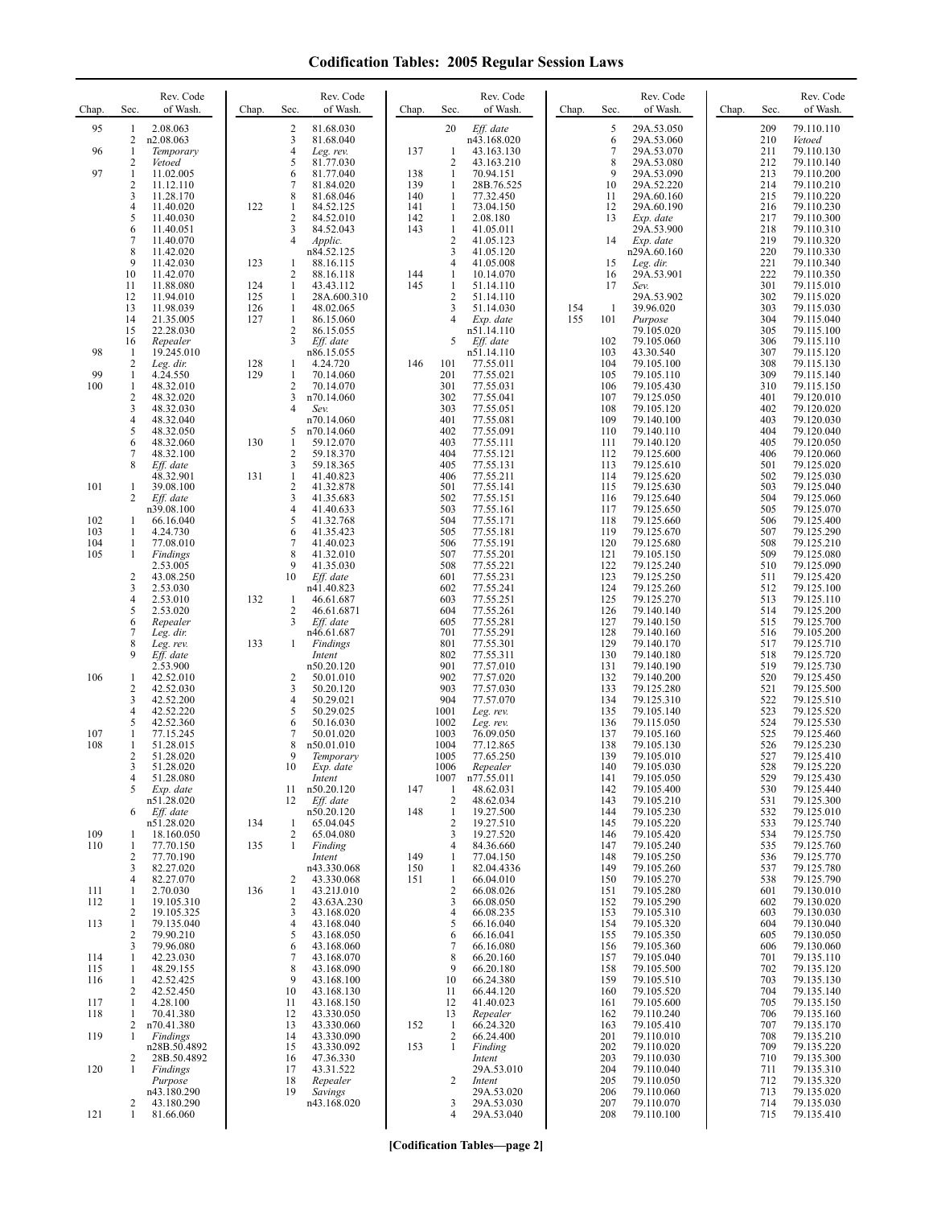# Codification Tables: 2005 Regular Session Laws

| Chap. | Sec. | Rev. Code of Wash. |
|---|---|---|
| 95 | 1 | 2.08.063 |
| | 2 | n2.08.063 |
| 96 | 1 | *Temporary* |
| | 2 | *Vetoed* |
| 97 | 1 | 11.02.005 |
| | 2 | 11.12.110 |
| | 3 | 11.28.170 |
| | 4 | 11.40.020 |
| | 5 | 11.40.030 |
| | 6 | 11.40.051 |
| | 7 | 11.40.070 |
| | 8 | 11.42.020 |
| | 9 | 11.42.030 |
| | 10 | 11.42.070 |
| | 11 | 11.88.080 |
| | 12 | 11.94.010 |
| | 13 | 11.98.039 |
| | 14 | 21.35.005 |
| | 15 | 22.28.030 |
| | 16 | *Repealer* |
| 98 | 1 | 19.245.010 |
| | 2 | *Leg. dir.* |
| 99 | 1 | 4.24.550 |
| 100 | 1 | 48.32.010 |
| | 2 | 48.32.020 |
| | 3 | 48.32.030 |
| | 4 | 48.32.040 |
| | 5 | 48.32.050 |
| | 6 | 48.32.060 |
| | 7 | 48.32.100 |
| | 8 | *Eff. date* 48.32.901 |
| 101 | 1 | 39.08.100 |
| | 2 | *Eff. date* n39.08.100 |
| 102 | 1 | 66.16.040 |
| 103 | 1 | 4.24.730 |
| 104 | 1 | 77.08.010 |
| 105 | 1 | *Findings* 2.53.005 |
| | 2 | 43.08.250 |
| | 3 | 2.53.030 |
| | 4 | 2.53.010 |
| | 5 | 2.53.020 |
| | 6 | *Repealer* |
| | 7 | *Leg. dir.* |
| | 8 | *Leg. rev.* |
| | 9 | *Eff. date* 2.53.900 |
| 106 | 1 | 42.52.010 |
| | 2 | 42.52.030 |
| | 3 | 42.52.200 |
| | 4 | 42.52.220 |
| | 5 | 42.52.360 |
| 107 | 1 | 77.15.245 |
| 108 | 1 | 51.28.015 |
| | 2 | 51.28.020 |
| | 3 | 51.28.020 |
| | 4 | 51.28.080 |
| | 5 | *Exp. date* n51.28.020 |
| | 6 | *Eff. date* n51.28.020 |
| 109 | 1 | 18.160.050 |
| 110 | 1 | 77.70.150 |
| | 2 | 77.70.190 |
| | 3 | 82.27.020 |
| | 4 | 82.27.070 |
| 111 | 1 | 2.70.030 |
| 112 | 1 | 19.105.310 |
| | 2 | 19.105.325 |
| 113 | 1 | 79.135.040 |
| | 2 | 79.90.210 |
| | 3 | 79.96.080 |
| 114 | 1 | 42.23.030 |
| 115 | 1 | 48.29.155 |
| 116 | 1 | 42.52.425 |
| | 2 | 42.52.450 |
| 117 | 1 | 4.28.100 |
| 118 | 1 | 70.41.380 |
| | 2 | n70.41.380 |
| 119 | 1 | *Findings* n28B.50.4892 |
| | 2 | 28B.50.4892 |
| 120 | 1 | *Findings Purpose* n43.180.290 |
| | 2 | 43.180.290 |
| 121 | 1 | 81.66.060 |
| | 2 | 81.68.030 |
| | 3 | 81.68.040 |
| | 4 | *Leg. rev.* |
| | 5 | 81.77.030 |
| | 6 | 81.77.040 |
| | 7 | 81.84.020 |
| | 8 | 81.68.046 |
| 122 | 1 | 84.52.125 |
| | 2 | 84.52.010 |
| | 3 | 84.52.043 |
| | 4 | *Applic.* n84.52.125 |
| 123 | 1 | 88.16.115 |
| | 2 | 88.16.118 |
| 124 | 1 | 43.43.112 |
| 125 | 1 | 28A.600.310 |
| 126 | 1 | 48.02.065 |
| 127 | 1 | 86.15.060 |
| | 2 | 86.15.055 |
| | 3 | *Eff. date* n86.15.055 |
| 128 | 1 | 4.24.720 |
| 129 | 1 | 70.14.060 |
| | 2 | 70.14.070 |
| | 3 | n70.14.060 |
| | 4 | *Sev.* n70.14.060 |
| | 5 | n70.14.060 |
| 130 | 1 | 59.12.070 |
| | 2 | 59.18.370 |
| | 3 | 59.18.365 |
| 131 | 1 | 41.40.823 |
| | 2 | 41.32.878 |
| | 3 | 41.35.683 |
| | 4 | 41.40.633 |
| | 5 | 41.32.768 |
| | 6 | 41.35.423 |
| | 7 | 41.40.023 |
| | 8 | 41.32.010 |
| | 9 | 41.35.030 |
| | 10 | *Eff. date* n41.40.823 |
| 132 | 1 | 46.61.687 |
| | 2 | 46.61.6871 |
| | 3 | *Eff. date* n46.61.687 |
| 133 | 1 | *Findings Intent* n50.20.120 |
| | 2 | 50.01.010 |
| | 3 | 50.20.120 |
| | 4 | 50.29.021 |
| | 5 | 50.29.025 |
| | 6 | 50.16.030 |
| | 7 | 50.01.020 |
| | 8 | n50.01.010 |
| | 9 | *Temporary* |
| | 10 | *Exp. date Intent* |
| | 11 | n50.20.120 |
| | 12 | *Eff. date* n50.20.120 |
| 134 | 1 | 65.04.045 |
| | 2 | 65.04.080 |
| 135 | 1 | *Finding Intent* n43.330.068 |
| | 2 | 43.330.068 |
| 136 | 1 | 43.21J.010 |
| | 2 | 43.63A.230 |
| | 3 | 43.168.020 |
| | 4 | 43.168.040 |
| | 5 | 43.168.050 |
| | 6 | 43.168.060 |
| | 7 | 43.168.070 |
| | 8 | 43.168.090 |
| | 9 | 43.168.100 |
| | 10 | 43.168.130 |
| | 11 | 43.168.150 |
| | 12 | 43.330.050 |
| | 13 | 43.330.060 |
| | 14 | 43.330.090 |
| | 15 | 43.330.092 |
| | 16 | 47.36.330 |
| | 17 | 43.31.522 |
| | 18 | *Repealer* |
| | 19 | *Savings* n43.168.020 |
| | 20 | *Eff. date* n43.168.020 |
| 137 | 1 | 43.163.130 |
| | 2 | 43.163.210 |
| 138 | 1 | 70.94.151 |
| 139 | 1 | 28B.76.525 |
| 140 | 1 | 77.32.450 |
| 141 | 1 | 73.04.150 |
| 142 | 1 | 2.08.180 |
| 143 | 1 | 41.05.011 |
| | 2 | 41.05.123 |
| | 3 | 41.05.120 |
| | 4 | 41.05.008 |
| 144 | 1 | 10.14.070 |
| 145 | 1 | 51.14.110 |
| | 2 | 51.14.110 |
| | 3 | 51.14.030 |
| | 4 | *Exp. date* n51.14.110 |
| | 5 | *Eff. date* n51.14.110 |
| 146 | 101 | 77.55.011 |
| | 201 | 77.55.021 |
| | 301 | 77.55.031 |
| | 302 | 77.55.041 |
| | 303 | 77.55.051 |
| | 401 | 77.55.081 |
| | 402 | 77.55.091 |
| | 403 | 77.55.111 |
| | 404 | 77.55.121 |
| | 405 | 77.55.131 |
| | 406 | 77.55.211 |
| | 501 | 77.55.141 |
| | 502 | 77.55.151 |
| | 503 | 77.55.161 |
| | 504 | 77.55.171 |
| | 505 | 77.55.181 |
| | 506 | 77.55.191 |
| | 507 | 77.55.201 |
| | 508 | 77.55.221 |
| | 601 | 77.55.231 |
| | 602 | 77.55.241 |
| | 603 | 77.55.251 |
| | 604 | 77.55.261 |
| | 605 | 77.55.281 |
| | 701 | 77.55.291 |
| | 801 | 77.55.301 |
| | 802 | 77.55.311 |
| | 901 | 77.57.010 |
| | 902 | 77.57.020 |
| | 903 | 77.57.030 |
| | 904 | 77.57.070 |
| | 1001 | *Leg. rev.* |
| | 1002 | *Leg. rev.* |
| | 1003 | 76.09.050 |
| | 1004 | 77.12.865 |
| | 1005 | 77.65.250 |
| | 1006 | *Repealer* |
| | 1007 | n77.55.011 |
| 147 | 1 | 48.62.031 |
| | 2 | 48.62.034 |
| 148 | 1 | 19.27.500 |
| | 2 | 19.27.510 |
| | 3 | 19.27.520 |
| | 4 | 84.36.660 |
| 149 | 1 | 77.04.150 |
| 150 | 1 | 82.04.4336 |
| 151 | 1 | 66.04.010 |
| | 2 | 66.08.026 |
| | 3 | 66.08.050 |
| | 4 | 66.08.235 |
| | 5 | 66.16.040 |
| | 6 | 66.16.041 |
| | 7 | 66.16.080 |
| | 8 | 66.20.160 |
| | 9 | 66.20.180 |
| | 10 | 66.24.380 |
| | 11 | 66.44.120 |
| | 12 | 41.40.023 |
| | 13 | *Repealer* |
| 152 | 1 | 66.24.320 |
| | 2 | 66.24.400 |
| 153 | 1 | *Finding Intent* 29A.53.010 |
| | 2 | *Intent* 29A.53.020 |
| | 3 | 29A.53.030 |
| | 4 | 29A.53.040 |
| | 5 | 29A.53.050 |
| | 6 | 29A.53.060 |
| | 7 | 29A.53.070 |
| | 8 | 29A.53.080 |
| | 9 | 29A.53.090 |
| | 10 | 29A.52.220 |
| | 11 | 29A.60.160 |
| | 12 | 29A.60.190 |
| | 13 | *Exp. date* 29A.53.900 |
| | 14 | *Exp. date* n29A.60.160 |
| | 15 | *Leg. dir.* |
| | 16 | 29A.53.901 |
| | 17 | *Sev.* 29A.53.902 |
| 154 | 1 | 39.96.020 |
| 155 | 101 | *Purpose* 79.105.020 |
| | 102 | 79.105.060 |
| | 103 | 43.30.540 |
| | 104 | 79.105.100 |
| | 105 | 79.105.110 |
| | 106 | 79.105.430 |
| | 107 | 79.125.050 |
| | 108 | 79.105.120 |
| | 109 | 79.140.100 |
| | 110 | 79.140.110 |
| | 111 | 79.140.120 |
| | 112 | 79.125.600 |
| | 113 | 79.125.610 |
| | 114 | 79.125.620 |
| | 115 | 79.125.630 |
| | 116 | 79.125.640 |
| | 117 | 79.125.650 |
| | 118 | 79.125.660 |
| | 119 | 79.125.670 |
| | 120 | 79.125.680 |
| | 121 | 79.105.150 |
| | 122 | 79.125.240 |
| | 123 | 79.125.250 |
| | 124 | 79.125.260 |
| | 125 | 79.125.270 |
| | 126 | 79.140.140 |
| | 127 | 79.140.150 |
| | 128 | 79.140.160 |
| | 129 | 79.140.170 |
| | 130 | 79.140.180 |
| | 131 | 79.140.190 |
| | 132 | 79.140.200 |
| | 133 | 79.125.280 |
| | 134 | 79.125.310 |
| | 135 | 79.105.140 |
| | 136 | 79.115.050 |
| | 137 | 79.105.160 |
| | 138 | 79.105.130 |
| | 139 | 79.105.010 |
| | 140 | 79.105.030 |
| | 141 | 79.105.050 |
| | 142 | 79.105.400 |
| | 143 | 79.105.210 |
| | 144 | 79.105.230 |
| | 145 | 79.105.220 |
| | 146 | 79.105.420 |
| | 147 | 79.105.240 |
| | 148 | 79.105.250 |
| | 149 | 79.105.260 |
| | 150 | 79.105.270 |
| | 151 | 79.105.280 |
| | 152 | 79.105.290 |
| | 153 | 79.105.310 |
| | 154 | 79.105.320 |
| | 155 | 79.105.350 |
| | 156 | 79.105.360 |
| | 157 | 79.105.040 |
| | 158 | 79.105.500 |
| | 159 | 79.105.510 |
| | 160 | 79.105.520 |
| | 161 | 79.105.600 |
| | 162 | 79.110.240 |
| | 163 | 79.105.410 |
| | 201 | 79.110.010 |
| | 202 | 79.110.020 |
| | 203 | 79.110.030 |
| | 204 | 79.110.040 |
| | 205 | 79.110.050 |
| | 206 | 79.110.060 |
| | 207 | 79.110.070 |
| | 208 | 79.110.100 |
| | 209 | 79.110.110 |
| | 210 | *Vetoed* |
| | 211 | 79.110.130 |
| | 212 | 79.110.140 |
| | 213 | 79.110.200 |
| | 214 | 79.110.210 |
| | 215 | 79.110.220 |
| | 216 | 79.110.230 |
| | 217 | 79.110.300 |
| | 218 | 79.110.310 |
| | 219 | 79.110.320 |
| | 220 | 79.110.330 |
| | 221 | 79.110.340 |
| | 222 | 79.110.350 |
| | 301 | 79.115.010 |
| | 302 | 79.115.020 |
| | 303 | 79.115.030 |
| | 304 | 79.115.040 |
| | 305 | 79.115.100 |
| | 306 | 79.115.110 |
| | 307 | 79.115.120 |
| | 308 | 79.115.130 |
| | 309 | 79.115.140 |
| | 310 | 79.115.150 |
| | 401 | 79.120.010 |
| | 402 | 79.120.020 |
| | 403 | 79.120.030 |
| | 404 | 79.120.040 |
| | 405 | 79.120.050 |
| | 406 | 79.120.060 |
| | 501 | 79.125.020 |
| | 502 | 79.125.030 |
| | 503 | 79.125.040 |
| | 504 | 79.125.060 |
| | 505 | 79.125.070 |
| | 506 | 79.125.400 |
| | 507 | 79.125.290 |
| | 508 | 79.125.210 |
| | 509 | 79.125.080 |
| | 510 | 79.125.090 |
| | 511 | 79.125.420 |
| | 512 | 79.125.100 |
| | 513 | 79.125.110 |
| | 514 | 79.125.200 |
| | 515 | 79.125.700 |
| | 516 | 79.105.200 |
| | 517 | 79.125.710 |
| | 518 | 79.125.720 |
| | 519 | 79.125.730 |
| | 520 | 79.125.450 |
| | 521 | 79.125.500 |
| | 522 | 79.125.510 |
| | 523 | 79.125.520 |
| | 524 | 79.125.530 |
| | 525 | 79.125.460 |
| | 526 | 79.125.230 |
| | 527 | 79.125.410 |
| | 528 | 79.125.220 |
| | 529 | 79.125.430 |
| | 530 | 79.125.440 |
| | 531 | 79.125.300 |
| | 532 | 79.125.010 |
| | 533 | 79.125.740 |
| | 534 | 79.125.750 |
| | 535 | 79.125.760 |
| | 536 | 79.125.770 |
| | 537 | 79.125.780 |
| | 538 | 79.125.790 |
| | 601 | 79.130.010 |
| | 602 | 79.130.020 |
| | 603 | 79.130.030 |
| | 604 | 79.130.040 |
| | 605 | 79.130.050 |
| | 606 | 79.130.060 |
| | 701 | 79.135.110 |
| | 702 | 79.135.120 |
| | 703 | 79.135.130 |
| | 704 | 79.135.140 |
| | 705 | 79.135.150 |
| | 706 | 79.135.160 |
| | 707 | 79.135.170 |
| | 708 | 79.135.210 |
| | 709 | 79.135.220 |
| | 710 | 79.135.300 |
| | 711 | 79.135.310 |
| | 712 | 79.135.320 |
| | 713 | 79.135.020 |
| | 714 | 79.135.030 |
| | 715 | 79.135.410 |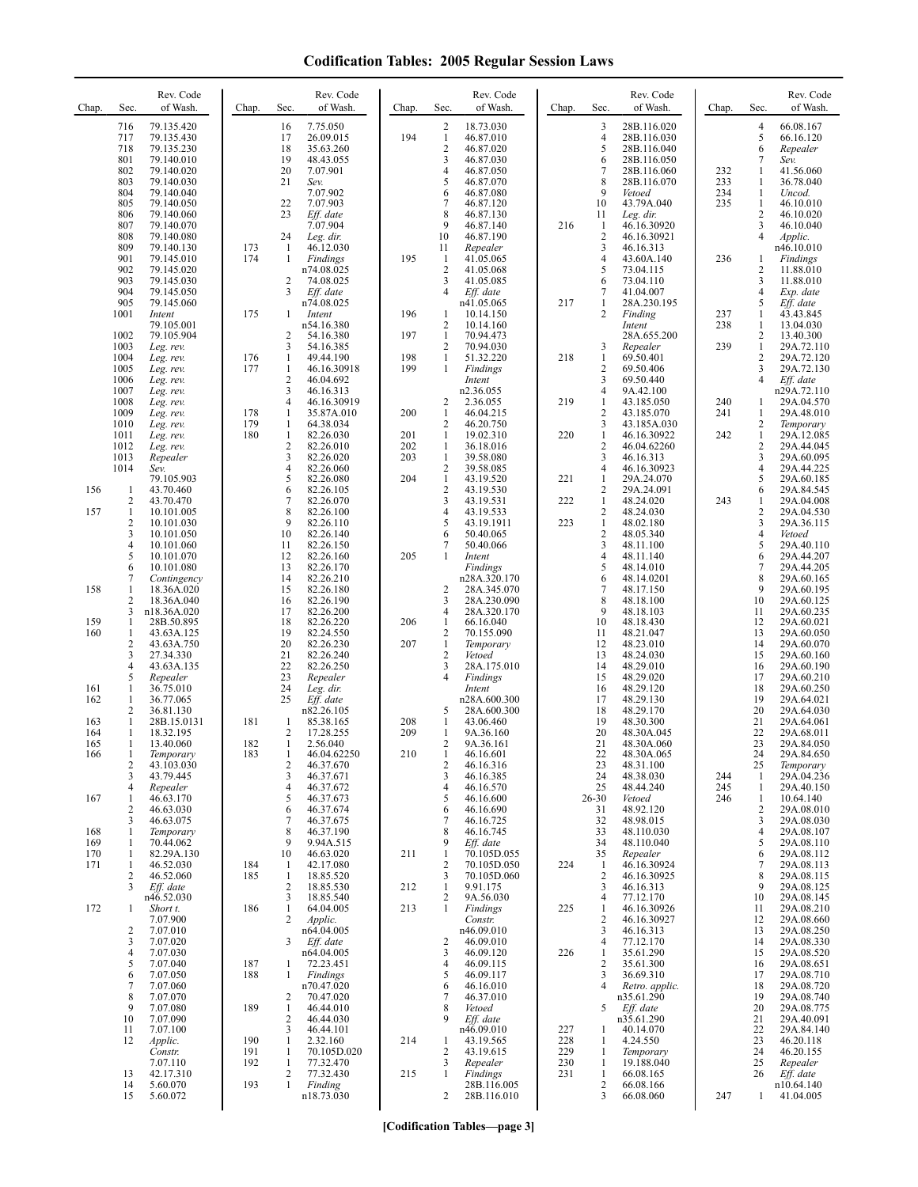# Codification Tables: 2005 Regular Session Laws

| Chap. | Sec. | Rev. Code of Wash. |
|---|---|---|
| | 716 | 79.135.420 |
| | 717 | 79.135.430 |
| | 718 | 79.135.230 |
| | 801 | 79.140.010 |
| | 802 | 79.140.020 |
| | 803 | 79.140.030 |
| | 804 | 79.140.040 |
| | 805 | 79.140.050 |
| | 806 | 79.140.060 |
| | 807 | 79.140.070 |
| | 808 | 79.140.080 |
| | 809 | 79.140.130 |
| | 901 | 79.145.010 |
| | 902 | 79.145.020 |
| | 903 | 79.145.030 |
| | 904 | 79.145.050 |
| | 905 | 79.145.060 |
| | 1001 | *Intent* 79.105.001 |
| | 1002 | 79.105.904 |
| | 1003 | *Leg. rev.* |
| | 1004 | *Leg. rev.* |
| | 1005 | *Leg. rev.* |
| | 1006 | *Leg. rev.* |
| | 1007 | *Leg. rev.* |
| | 1008 | *Leg. rev.* |
| | 1009 | *Leg. rev.* |
| | 1010 | *Leg. rev.* |
| | 1011 | *Leg. rev.* |
| | 1012 | *Leg. rev.* |
| | 1013 | *Repealer* |
| | 1014 | *Sev.* 79.105.903 |
| 156 | 1 | 43.70.460 |
| | 2 | 43.70.470 |
| 157 | 1 | 10.101.005 |
| | 2 | 10.101.030 |
| | 3 | 10.101.050 |
| | 4 | 10.101.060 |
| | 5 | 10.101.070 |
| | 6 | 10.101.080 |
| | 7 | *Contingency* |
| 158 | 1 | 18.36A.020 |
| | 2 | 18.36A.040 |
| | 3 | n18.36A.020 |
| 159 | 1 | 28B.50.895 |
| 160 | 1 | 43.63A.125 |
| | 2 | 43.63A.750 |
| | 3 | 27.34.330 |
| | 4 | 43.63A.135 |
| | 5 | *Repealer* |
| 161 | 1 | 36.75.010 |
| 162 | 1 | 36.77.065 |
| | 2 | 36.81.130 |
| 163 | 1 | 28B.15.0131 |
| 164 | 1 | 18.32.195 |
| 165 | 1 | 13.40.060 |
| 166 | 1 | *Temporary* |
| | 2 | 43.103.030 |
| | 3 | 43.79.445 |
| | 4 | *Repealer* |
| 167 | 1 | 46.63.170 |
| | 2 | 46.63.030 |
| | 3 | 46.63.075 |
| 168 | 1 | *Temporary* |
| 169 | 1 | 70.44.062 |
| 170 | 1 | 82.29A.130 |
| 171 | 1 | 46.52.030 |
| | 2 | 46.52.060 |
| | 3 | *Eff. date* n46.52.030 |
| 172 | 1 | *Short t.* 7.07.900 |
| | 2 | 7.07.010 |
| | 3 | 7.07.020 |
| | 4 | 7.07.030 |
| | 5 | 7.07.040 |
| | 6 | 7.07.050 |
| | 7 | 7.07.060 |
| | 8 | 7.07.070 |
| | 9 | 7.07.080 |
| | 10 | 7.07.090 |
| | 11 | 7.07.100 |
| | 12 | *Applic. Constr.* 7.07.110 |
| | 13 | 42.17.310 |
| | 14 | 5.60.070 |
| | 15 | 5.60.072 |
| | 16 | 7.75.050 |
| | 17 | 26.09.015 |
| | 18 | 35.63.260 |
| | 19 | 48.43.055 |
| | 20 | 7.07.901 |
| | 21 | *Sev.* 7.07.902 |
| | 22 | 7.07.903 |
| | 23 | *Eff. date* 7.07.904 |
| | 24 | *Leg. dir.* |
| 173 | 1 | 46.12.030 |
| 174 | 1 | *Findings* n74.08.025 |
| | 2 | 74.08.025 |
| | 3 | *Eff. date* n74.08.025 |
| 175 | 1 | *Intent* n54.16.380 |
| | 2 | 54.16.380 |
| | 3 | 54.16.385 |
| 176 | 1 | 49.44.190 |
| 177 | 1 | 46.16.30918 |
| | 2 | 46.04.692 |
| | 3 | 46.16.313 |
| | 4 | 46.16.30919 |
| 178 | 1 | 35.87A.010 |
| 179 | 1 | 64.38.034 |
| 180 | 1 | 82.26.030 |
| | 2 | 82.26.010 |
| | 3 | 82.26.020 |
| | 4 | 82.26.060 |
| | 5 | 82.26.080 |
| | 6 | 82.26.105 |
| | 7 | 82.26.070 |
| | 8 | 82.26.100 |
| | 9 | 82.26.110 |
| | 10 | 82.26.140 |
| | 11 | 82.26.150 |
| | 12 | 82.26.160 |
| | 13 | 82.26.170 |
| | 14 | 82.26.210 |
| | 15 | 82.26.180 |
| | 16 | 82.26.190 |
| | 17 | 82.26.200 |
| | 18 | 82.26.220 |
| | 19 | 82.24.550 |
| | 20 | 82.26.230 |
| | 21 | 82.26.240 |
| | 22 | 82.26.250 |
| | 23 | *Repealer* |
| | 24 | *Leg. dir.* |
| | 25 | *Eff. date* n82.26.105 |
| 181 | 1 | 85.38.165 |
| | 2 | 17.28.255 |
| 182 | 1 | 2.56.040 |
| 183 | 1 | 46.04.62250 |
| | 2 | 46.37.670 |
| | 3 | 46.37.671 |
| | 4 | 46.37.672 |
| | 5 | 46.37.673 |
| | 6 | 46.37.674 |
| | 7 | 46.37.675 |
| | 8 | 46.37.190 |
| | 9 | 9.94A.515 |
| | 10 | 46.63.020 |
| 184 | 1 | 42.17.080 |
| 185 | 1 | 18.85.520 |
| | 2 | 18.85.530 |
| | 3 | 18.85.540 |
| 186 | 1 | 64.04.005 |
| | 2 | *Applic.* n64.04.005 |
| | 3 | *Eff. date* n64.04.005 |
| 187 | 1 | 72.23.451 |
| 188 | 1 | *Findings* n70.47.020 |
| | 2 | 70.47.020 |
| 189 | 1 | 46.44.010 |
| | 2 | 46.44.030 |
| | 3 | 46.44.101 |
| 190 | 1 | 2.32.160 |
| 191 | 1 | 70.105D.020 |
| 192 | 1 | 77.32.470 |
| | 2 | 77.32.430 |
| 193 | 1 | *Finding* n18.73.030 |
| | 2 | 18.73.030 |
| 194 | 1 | 46.87.010 |
| | 2 | 46.87.020 |
| | 3 | 46.87.030 |
| | 4 | 46.87.050 |
| | 5 | 46.87.070 |
| | 6 | 46.87.080 |
| | 7 | 46.87.120 |
| | 8 | 46.87.130 |
| | 9 | 46.87.140 |
| | 10 | 46.87.190 |
| | 11 | *Repealer* |
| 195 | 1 | 41.05.065 |
| | 2 | 41.05.068 |
| | 3 | 41.05.085 |
| | 4 | *Eff. date* n41.05.065 |
| 196 | 1 | 10.14.150 |
| | 2 | 10.14.160 |
| 197 | 1 | 70.94.473 |
| | 2 | 70.94.030 |
| 198 | 1 | 51.32.220 |
| 199 | 1 | *Findings Intent* n2.36.055 |
| | 2 | 2.36.055 |
| 200 | 1 | 46.04.215 |
| | 2 | 46.20.750 |
| 201 | 1 | 19.02.310 |
| 202 | 1 | 36.18.016 |
| 203 | 1 | 39.58.080 |
| | 2 | 39.58.085 |
| 204 | 1 | 43.19.520 |
| | 2 | 43.19.530 |
| | 3 | 43.19.531 |
| | 4 | 43.19.533 |
| | 5 | 43.19.1911 |
| | 6 | 50.40.065 |
| | 7 | 50.40.066 |
| 205 | 1 | *Intent Findings* n28A.320.170 |
| | 2 | 28A.345.070 |
| | 3 | 28A.230.090 |
| | 4 | 28A.320.170 |
| 206 | 1 | 66.16.040 |
| | 2 | 70.155.090 |
| 207 | 1 | *Temporary* |
| | 2 | *Vetoed* |
| | 3 | 28A.175.010 |
| | 4 | *Findings Intent* n28A.600.300 |
| | 5 | 28A.600.300 |
| 208 | 1 | 43.06.460 |
| 209 | 1 | 9A.36.160 |
| | 2 | 9A.36.161 |
| 210 | 1 | 46.16.601 |
| | 2 | 46.16.316 |
| | 3 | 46.16.385 |
| | 4 | 46.16.570 |
| | 5 | 46.16.600 |
| | 6 | 46.16.690 |
| | 7 | 46.16.725 |
| | 8 | 46.16.745 |
| | 9 | *Eff. date* |
| 211 | 1 | 70.105D.055 |
| | 2 | 70.105D.050 |
| | 3 | 70.105D.060 |
| 212 | 1 | 9.91.175 |
| | 2 | 9A.56.030 |
| 213 | 1 | *Findings Constr.* n46.09.010 |
| | 2 | 46.09.010 |
| | 3 | 46.09.120 |
| | 4 | 46.09.115 |
| | 5 | 46.09.117 |
| | 6 | 46.16.010 |
| | 7 | 46.37.010 |
| | 8 | *Vetoed* |
| | 9 | *Eff. date* n46.09.010 |
| 214 | 1 | 43.19.565 |
| | 2 | 43.19.615 |
| | 3 | *Repealer* |
| 215 | 1 | *Findings* 28B.116.005 |
| | 2 | 28B.116.010 |
| | 3 | 28B.116.020 |
| | 4 | 28B.116.030 |
| | 5 | 28B.116.040 |
| | 6 | 28B.116.050 |
| | 7 | 28B.116.060 |
| | 8 | 28B.116.070 |
| | 9 | *Vetoed* |
| | 10 | 43.79A.040 |
| | 11 | *Leg. dir.* |
| 216 | 1 | 46.16.30920 |
| | 2 | 46.16.30921 |
| | 3 | 46.16.313 |
| | 4 | 43.60A.140 |
| | 5 | 73.04.115 |
| | 6 | 73.04.110 |
| | 7 | 41.04.007 |
| 217 | 1 | 28A.230.195 |
| | 2 | *Finding Intent* 28A.655.200 |
| | 3 | *Repealer* |
| 218 | 1 | 69.50.401 |
| | 2 | 69.50.406 |
| | 3 | 69.50.440 |
| | 4 | 9A.42.100 |
| 219 | 1 | 43.185.050 |
| | 2 | 43.185.070 |
| | 3 | 43.185A.030 |
| 220 | 1 | 46.16.30922 |
| | 2 | 46.04.62260 |
| | 3 | 46.16.313 |
| | 4 | 46.16.30923 |
| 221 | 1 | 29A.24.070 |
| | 2 | 29A.24.091 |
| 222 | 1 | 48.24.020 |
| | 2 | 48.24.030 |
| 223 | 1 | 48.02.180 |
| | 2 | 48.05.340 |
| | 3 | 48.11.100 |
| | 4 | 48.11.140 |
| | 5 | 48.14.010 |
| | 6 | 48.14.0201 |
| | 7 | 48.17.150 |
| | 8 | 48.18.100 |
| | 9 | 48.18.103 |
| | 10 | 48.18.430 |
| | 11 | 48.21.047 |
| | 12 | 48.23.010 |
| | 13 | 48.24.030 |
| | 14 | 48.29.010 |
| | 15 | 48.29.020 |
| | 16 | 48.29.120 |
| | 17 | 48.29.130 |
| | 18 | 48.29.170 |
| | 19 | 48.30.300 |
| | 20 | 48.30A.045 |
| | 21 | 48.30A.060 |
| | 22 | 48.30A.065 |
| | 23 | 48.31.100 |
| | 24 | 48.38.030 |
| | 25 | 48.44.240 |
| | 26-30 | *Vetoed* |
| | 31 | 48.92.120 |
| | 32 | 48.98.015 |
| | 33 | 48.110.030 |
| | 34 | 48.110.040 |
| | 35 | *Repealer* |
| 224 | 1 | 46.16.30924 |
| | 2 | 46.16.30925 |
| | 3 | 46.16.313 |
| | 4 | 77.12.170 |
| 225 | 1 | 46.16.30926 |
| | 2 | 46.16.30927 |
| | 3 | 46.16.313 |
| | 4 | 77.12.170 |
| 226 | 1 | 35.61.290 |
| | 2 | 35.61.300 |
| | 3 | 36.69.310 |
| | 4 | *Retro. applic.* n35.61.290 |
| | 5 | *Eff. date* n35.61.290 |
| 227 | 1 | 40.14.070 |
| 228 | 1 | 4.24.550 |
| 229 | 1 | *Temporary* |
| 230 | 1 | 19.188.040 |
| 231 | 1 | 66.08.165 |
| | 2 | 66.08.166 |
| | 3 | 66.08.060 |
| | 4 | 66.08.167 |
| | 5 | 66.16.120 |
| | 6 | *Repealer* |
| | 7 | *Sev.* |
| 232 | 1 | 41.56.060 |
| 233 | 1 | 36.78.040 |
| 234 | 1 | *Uncod.* |
| 235 | 1 | 46.10.010 |
| | 2 | 46.10.020 |
| | 3 | 46.10.040 |
| | 4 | *Applic.* n46.10.010 |
| 236 | 1 | *Findings* |
| | 2 | 11.88.010 |
| | 3 | 11.88.010 |
| | 4 | *Exp. date* |
| | 5 | *Eff. date* |
| 237 | 1 | 43.43.845 |
| 238 | 1 | 13.04.030 |
| | 2 | 13.40.300 |
| 239 | 1 | 29A.72.110 |
| | 2 | 29A.72.120 |
| | 3 | 29A.72.130 |
| | 4 | *Eff. date* n29A.72.110 |
| 240 | 1 | 29A.04.570 |
| 241 | 1 | 29A.48.010 |
| | 2 | *Temporary* |
| 242 | 1 | 29A.12.085 |
| | 2 | 29A.44.045 |
| | 3 | 29A.60.095 |
| | 4 | 29A.44.225 |
| | 5 | 29A.60.185 |
| | 6 | 29A.84.545 |
| 243 | 1 | 29A.04.008 |
| | 2 | 29A.04.530 |
| | 3 | 29A.36.115 |
| | 4 | *Vetoed* |
| | 5 | 29A.40.110 |
| | 6 | 29A.44.207 |
| | 7 | 29A.44.205 |
| | 8 | 29A.60.165 |
| | 9 | 29A.60.195 |
| | 10 | 29A.60.125 |
| | 11 | 29A.60.235 |
| | 12 | 29A.60.021 |
| | 13 | 29A.60.050 |
| | 14 | 29A.60.070 |
| | 15 | 29A.60.160 |
| | 16 | 29A.60.190 |
| | 17 | 29A.60.210 |
| | 18 | 29A.60.250 |
| | 19 | 29A.64.021 |
| | 20 | 29A.64.030 |
| | 21 | 29A.64.061 |
| | 22 | 29A.68.011 |
| | 23 | 29A.84.050 |
| | 24 | 29A.84.650 |
| | 25 | *Temporary* |
| 244 | 1 | 29A.04.236 |
| 245 | 1 | 29A.40.150 |
| 246 | 1 | 10.64.140 |
| | 2 | 29A.08.010 |
| | 3 | 29A.08.030 |
| | 4 | 29A.08.107 |
| | 5 | 29A.08.110 |
| | 6 | 29A.08.112 |
| | 7 | 29A.08.113 |
| | 8 | 29A.08.115 |
| | 9 | 29A.08.125 |
| | 10 | 29A.08.145 |
| | 11 | 29A.08.210 |
| | 12 | 29A.08.660 |
| | 13 | 29A.08.250 |
| | 14 | 29A.08.330 |
| | 15 | 29A.08.520 |
| | 16 | 29A.08.651 |
| | 17 | 29A.08.710 |
| | 18 | 29A.08.720 |
| | 19 | 29A.08.740 |
| | 20 | 29A.08.775 |
| | 21 | 29A.40.091 |
| | 22 | 29A.84.140 |
| | 23 | 46.20.118 |
| | 24 | 46.20.155 |
| | 25 | *Repealer* |
| | 26 | *Eff. date* n10.64.140 |
| 247 | 1 | 41.04.005 |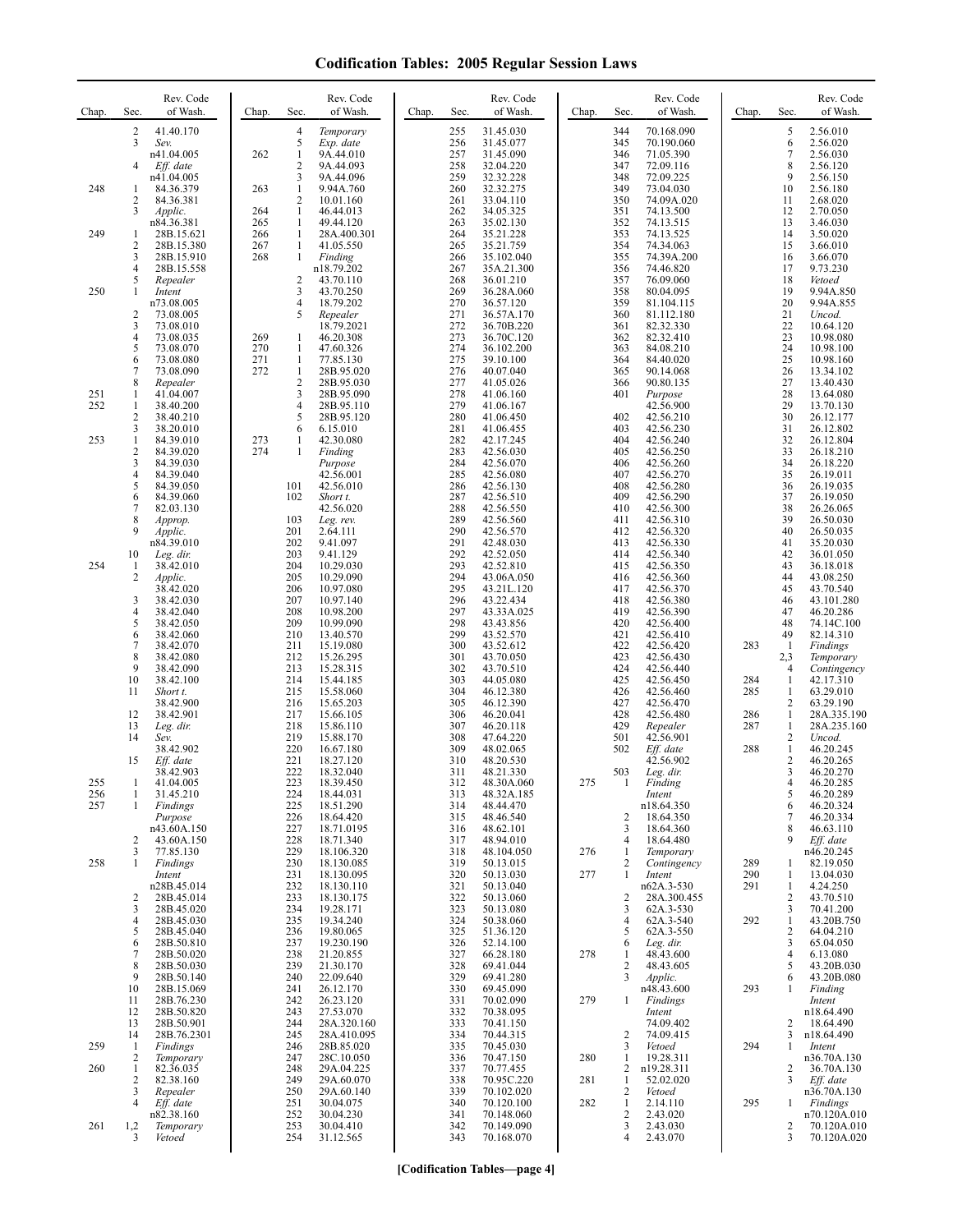# Codification Tables: 2005 Regular Session Laws

| Chap. | Sec. | Rev. Code of Wash. |
|---|---|---|
| | 2 | 41.40.170 |
| | 3 | *Sev.* n41.04.005 |
| | 4 | *Eff. date* n41.04.005 |
| 248 | 1 | 84.36.379 |
| | 2 | 84.36.381 |
| | 3 | *Applic.* n84.36.381 |
| 249 | 1 | 28B.15.621 |
| | 2 | 28B.15.380 |
| | 3 | 28B.15.910 |
| | 4 | 28B.15.558 |
| | 5 | *Repealer* |
| 250 | 1 | *Intent* n73.08.005 |
| | 2 | 73.08.005 |
| | 3 | 73.08.010 |
| | 4 | 73.08.035 |
| | 5 | 73.08.070 |
| | 6 | 73.08.080 |
| | 7 | 73.08.090 |
| | 8 | *Repealer* |
| 251 | 1 | 41.04.007 |
| 252 | 1 | 38.40.200 |
| | 2 | 38.40.210 |
| | 3 | 38.20.010 |
| 253 | 1 | 84.39.010 |
| | 2 | 84.39.020 |
| | 3 | 84.39.030 |
| | 4 | 84.39.040 |
| | 5 | 84.39.050 |
| | 6 | 84.39.060 |
| | 7 | 82.03.130 |
| | 8 | *Approp.* |
| | 9 | *Applic.* n84.39.010 |
| | 10 | *Leg. dir.* |
| 254 | 1 | 38.42.010 |
| | 2 | *Applic.* 38.42.020 |
| | 3 | 38.42.030 |
| | 4 | 38.42.040 |
| | 5 | 38.42.050 |
| | 6 | 38.42.060 |
| | 7 | 38.42.070 |
| | 8 | 38.42.080 |
| | 9 | 38.42.090 |
| | 10 | 38.42.100 |
| | 11 | *Short t.* 38.42.900 |
| | 12 | 38.42.901 |
| | 13 | *Leg. dir.* |
| | 14 | *Sev.* 38.42.902 |
| | 15 | *Eff. date* 38.42.903 |
| 255 | 1 | 41.04.005 |
| 256 | 1 | 31.45.210 |
| 257 | 1 | *Findings Purpose* n43.60A.150 |
| | 2 | 43.60A.150 |
| | 3 | 77.85.130 |
| 258 | 1 | *Findings Intent* n28B.45.014 |
| | 2 | 28B.45.014 |
| | 3 | 28B.45.020 |
| | 4 | 28B.45.030 |
| | 5 | 28B.45.040 |
| | 6 | 28B.50.810 |
| | 7 | 28B.50.020 |
| | 8 | 28B.50.030 |
| | 9 | 28B.50.140 |
| | 10 | 28B.15.069 |
| | 11 | 28B.76.230 |
| | 12 | 28B.50.820 |
| | 13 | 28B.50.901 |
| | 14 | 28B.76.2301 |
| 259 | 1 | *Findings* |
| | 2 | *Temporary* |
| 260 | 1 | 82.36.035 |
| | 2 | 82.38.160 |
| | 3 | *Repealer* |
| | 4 | *Eff. date* n82.38.160 |
| 261 | 1,2 | *Temporary* |
| | 3 | *Vetoed* |
| | 4 | *Temporary* |
| | 5 | *Exp. date* |
| 262 | 1 | 9A.44.010 |
| | 2 | 9A.44.093 |
| | 3 | 9A.44.096 |
| 263 | 1 | 9.94A.760 |
| | 2 | 10.01.160 |
| 264 | 1 | 46.44.013 |
| 265 | 1 | 49.44.120 |
| 266 | 1 | 28A.400.301 |
| 267 | 1 | 41.05.550 |
| 268 | 1 | *Finding* n18.79.202 |
| | 2 | 43.70.110 |
| | 3 | 43.70.250 |
| | 4 | 18.79.202 |
| | 5 | *Repealer* 18.79.2021 |
| 269 | 1 | 46.20.308 |
| 270 | 1 | 47.60.326 |
| 271 | 1 | 77.85.130 |
| 272 | 1 | 28B.95.020 |
| | 2 | 28B.95.030 |
| | 3 | 28B.95.090 |
| | 4 | 28B.95.110 |
| | 5 | 28B.95.120 |
| | 6 | 6.15.010 |
| 273 | 1 | 42.30.080 |
| 274 | 1 | *Finding Purpose* 42.56.001 |
| | 101 | 42.56.010 |
| | 102 | *Short t.* 42.56.020 |
| | 103 | *Leg. rev.* |
| | 201 | 2.64.111 |
| | 202 | 9.41.097 |
| | 203 | 9.41.129 |
| | 204 | 10.29.030 |
| | 205 | 10.29.090 |
| | 206 | 10.97.080 |
| | 207 | 10.97.140 |
| | 208 | 10.98.200 |
| | 209 | 10.99.090 |
| | 210 | 13.40.570 |
| | 211 | 15.19.080 |
| | 212 | 15.26.295 |
| | 213 | 15.28.315 |
| | 214 | 15.44.185 |
| | 215 | 15.58.060 |
| | 216 | 15.65.203 |
| | 217 | 15.66.105 |
| | 218 | 15.86.110 |
| | 219 | 15.88.170 |
| | 220 | 16.67.180 |
| | 221 | 18.27.120 |
| | 222 | 18.32.040 |
| | 223 | 18.39.450 |
| | 224 | 18.44.031 |
| | 225 | 18.51.290 |
| | 226 | 18.64.420 |
| | 227 | 18.71.0195 |
| | 228 | 18.71.340 |
| | 229 | 18.106.320 |
| | 230 | 18.130.085 |
| | 231 | 18.130.095 |
| | 232 | 18.130.110 |
| | 233 | 18.130.175 |
| | 234 | 19.28.171 |
| | 235 | 19.34.240 |
| | 236 | 19.80.065 |
| | 237 | 19.230.190 |
| | 238 | 21.20.855 |
| | 239 | 21.30.170 |
| | 240 | 22.09.640 |
| | 241 | 26.12.170 |
| | 242 | 26.23.120 |
| | 243 | 27.53.070 |
| | 244 | 28A.320.160 |
| | 245 | 28A.410.095 |
| | 246 | 28B.85.020 |
| | 247 | 28C.10.050 |
| | 248 | 29A.04.225 |
| | 249 | 29A.60.070 |
| | 250 | 29A.60.140 |
| | 251 | 30.04.075 |
| | 252 | 30.04.230 |
| | 253 | 30.04.410 |
| | 254 | 31.12.565 |
| | 255 | 31.45.030 |
| | 256 | 31.45.077 |
| | 257 | 31.45.090 |
| | 258 | 32.04.220 |
| | 259 | 32.32.228 |
| | 260 | 32.32.275 |
| | 261 | 33.04.110 |
| | 262 | 34.05.325 |
| | 263 | 35.02.130 |
| | 264 | 35.21.228 |
| | 265 | 35.21.759 |
| | 266 | 35.102.040 |
| | 267 | 35A.21.300 |
| | 268 | 36.01.210 |
| | 269 | 36.28A.060 |
| | 270 | 36.57.120 |
| | 271 | 36.57A.170 |
| | 272 | 36.70B.220 |
| | 273 | 36.70C.120 |
| | 274 | 36.102.200 |
| | 275 | 39.10.100 |
| | 276 | 40.07.040 |
| | 277 | 41.05.026 |
| | 278 | 41.06.160 |
| | 279 | 41.06.167 |
| | 280 | 41.06.450 |
| | 281 | 41.06.455 |
| | 282 | 42.17.245 |
| | 283 | 42.56.030 |
| | 284 | 42.56.070 |
| | 285 | 42.56.080 |
| | 286 | 42.56.130 |
| | 287 | 42.56.510 |
| | 288 | 42.56.550 |
| | 289 | 42.56.560 |
| | 290 | 42.56.570 |
| | 291 | 42.48.030 |
| | 292 | 42.52.050 |
| | 293 | 42.52.810 |
| | 294 | 43.06A.050 |
| | 295 | 43.21L.120 |
| | 296 | 43.22.434 |
| | 297 | 43.33A.025 |
| | 298 | 43.43.856 |
| | 299 | 43.52.570 |
| | 300 | 43.52.612 |
| | 301 | 43.70.050 |
| | 302 | 43.70.510 |
| | 303 | 44.05.080 |
| | 304 | 46.12.380 |
| | 305 | 46.12.390 |
| | 306 | 46.20.041 |
| | 307 | 46.20.118 |
| | 308 | 47.64.220 |
| | 309 | 48.02.065 |
| | 310 | 48.20.530 |
| | 311 | 48.21.330 |
| | 312 | 48.30A.060 |
| | 313 | 48.32A.185 |
| | 314 | 48.44.470 |
| | 315 | 48.46.540 |
| | 316 | 48.62.101 |
| | 317 | 48.94.010 |
| | 318 | 48.104.050 |
| | 319 | 50.13.015 |
| | 320 | 50.13.030 |
| | 321 | 50.13.040 |
| | 322 | 50.13.060 |
| | 323 | 50.13.080 |
| | 324 | 50.38.060 |
| | 325 | 51.36.120 |
| | 326 | 52.14.100 |
| | 327 | 66.28.180 |
| | 328 | 69.41.044 |
| | 329 | 69.41.280 |
| | 330 | 69.45.090 |
| | 331 | 70.02.090 |
| | 332 | 70.38.095 |
| | 333 | 70.41.150 |
| | 334 | 70.44.315 |
| | 335 | 70.45.030 |
| | 336 | 70.47.150 |
| | 337 | 70.77.455 |
| | 338 | 70.95C.220 |
| | 339 | 70.102.020 |
| | 340 | 70.120.100 |
| | 341 | 70.148.060 |
| | 342 | 70.149.090 |
| | 343 | 70.168.070 |
| | 344 | 70.168.090 |
| | 345 | 70.190.060 |
| | 346 | 71.05.390 |
| | 347 | 72.09.116 |
| | 348 | 72.09.225 |
| | 349 | 73.04.030 |
| | 350 | 74.09A.020 |
| | 351 | 74.13.500 |
| | 352 | 74.13.515 |
| | 353 | 74.13.525 |
| | 354 | 74.34.063 |
| | 355 | 74.39A.200 |
| | 356 | 74.46.820 |
| | 357 | 76.09.060 |
| | 358 | 80.04.095 |
| | 359 | 81.104.115 |
| | 360 | 81.112.180 |
| | 361 | 82.32.330 |
| | 362 | 82.32.410 |
| | 363 | 84.08.210 |
| | 364 | 84.40.020 |
| | 365 | 90.14.068 |
| | 366 | 90.80.135 |
| | 401 | *Purpose* 42.56.900 |
| | 402 | 42.56.210 |
| | 403 | 42.56.230 |
| | 404 | 42.56.240 |
| | 405 | 42.56.250 |
| | 406 | 42.56.260 |
| | 407 | 42.56.270 |
| | 408 | 42.56.280 |
| | 409 | 42.56.290 |
| | 410 | 42.56.300 |
| | 411 | 42.56.310 |
| | 412 | 42.56.320 |
| | 413 | 42.56.330 |
| | 414 | 42.56.340 |
| | 415 | 42.56.350 |
| | 416 | 42.56.360 |
| | 417 | 42.56.370 |
| | 418 | 42.56.380 |
| | 419 | 42.56.390 |
| | 420 | 42.56.400 |
| | 421 | 42.56.410 |
| | 422 | 42.56.420 |
| | 423 | 42.56.430 |
| | 424 | 42.56.440 |
| | 425 | 42.56.450 |
| | 426 | 42.56.460 |
| | 427 | 42.56.470 |
| | 428 | 42.56.480 |
| | 429 | *Repealer* |
| | 501 | 42.56.901 |
| | 502 | *Eff. date* 42.56.902 |
| | 503 | *Leg. dir.* |
| 275 | 1 | *Finding Intent* n18.64.350 |
| | 2 | 18.64.350 |
| | 3 | 18.64.360 |
| | 4 | 18.64.480 |
| 276 | 1 | *Temporary* |
| | 2 | *Contingency* |
| 277 | 1 | *Intent* n62A.3-530 |
| | 2 | 28A.300.455 |
| | 3 | 62A.3-530 |
| | 4 | 62A.3-540 |
| | 5 | 62A.3-550 |
| | 6 | *Leg. dir.* |
| 278 | 1 | 48.43.600 |
| | 2 | 48.43.605 |
| | 3 | *Applic.* n48.43.600 |
| 279 | 1 | *Findings Intent* 74.09.402 |
| | 2 | 74.09.415 |
| | 3 | *Vetoed* |
| 280 | 1 | 19.28.311 |
| | 2 | n19.28.311 |
| 281 | 1 | 52.02.020 |
| | 2 | *Vetoed* |
| 282 | 1 | 2.14.110 |
| | 2 | 2.43.020 |
| | 3 | 2.43.030 |
| | 4 | 2.43.070 |
| | 5 | 2.56.010 |
| | 6 | 2.56.020 |
| | 7 | 2.56.030 |
| | 8 | 2.56.120 |
| | 9 | 2.56.150 |
| | 10 | 2.56.180 |
| | 11 | 2.68.020 |
| | 12 | 2.70.050 |
| | 13 | 3.46.030 |
| | 14 | 3.50.020 |
| | 15 | 3.66.010 |
| | 16 | 3.66.070 |
| | 17 | 9.73.230 |
| | 18 | *Vetoed* |
| | 19 | 9.94A.850 |
| | 20 | 9.94A.855 |
| | 21 | *Uncod.* |
| | 22 | 10.64.120 |
| | 23 | 10.98.080 |
| | 24 | 10.98.100 |
| | 25 | 10.98.160 |
| | 26 | 13.34.102 |
| | 27 | 13.40.430 |
| | 28 | 13.64.080 |
| | 29 | 13.70.130 |
| | 30 | 26.12.177 |
| | 31 | 26.12.802 |
| | 32 | 26.12.804 |
| | 33 | 26.18.210 |
| | 34 | 26.18.220 |
| | 35 | 26.19.011 |
| | 36 | 26.19.035 |
| | 37 | 26.19.050 |
| | 38 | 26.26.065 |
| | 39 | 26.50.030 |
| | 40 | 26.50.035 |
| | 41 | 35.20.030 |
| | 42 | 36.01.050 |
| | 43 | 36.18.018 |
| | 44 | 43.08.250 |
| | 45 | 43.70.540 |
| | 46 | 43.101.280 |
| | 47 | 46.20.286 |
| | 48 | 74.14C.100 |
| | 49 | 82.14.310 |
| 283 | 1 | *Findings* |
| | 2,3 | *Temporary* |
| | 4 | *Contingency* |
| 284 | 1 | 42.17.310 |
| 285 | 1 | 63.29.010 |
| | 2 | 63.29.190 |
| 286 | 1 | 28A.335.190 |
| 287 | 1 | 28A.235.160 |
| | 2 | *Uncod.* |
| 288 | 1 | 46.20.245 |
| | 2 | 46.20.265 |
| | 3 | 46.20.270 |
| | 4 | 46.20.285 |
| | 5 | 46.20.289 |
| | 6 | 46.20.324 |
| | 7 | 46.20.334 |
| | 8 | 46.63.110 |
| | 9 | *Eff. date* n46.20.245 |
| 289 | 1 | 82.19.050 |
| 290 | 1 | 13.04.030 |
| 291 | 1 | 4.24.250 |
| | 2 | 43.70.510 |
| | 3 | 70.41.200 |
| 292 | 1 | 43.20B.750 |
| | 2 | 64.04.210 |
| | 3 | 65.04.050 |
| | 4 | 6.13.080 |
| | 5 | 43.20B.030 |
| | 6 | 43.20B.080 |
| 293 | 1 | *Finding Intent* n18.64.490 |
| | 2 | 18.64.490 |
| | 3 | n18.64.490 |
| 294 | 1 | *Intent* n36.70A.130 |
| | 2 | 36.70A.130 |
| | 3 | *Eff. date* n36.70A.130 |
| 295 | 1 | *Findings* n70.120A.010 |
| | 2 | 70.120A.010 |
| | 3 | 70.120A.020 |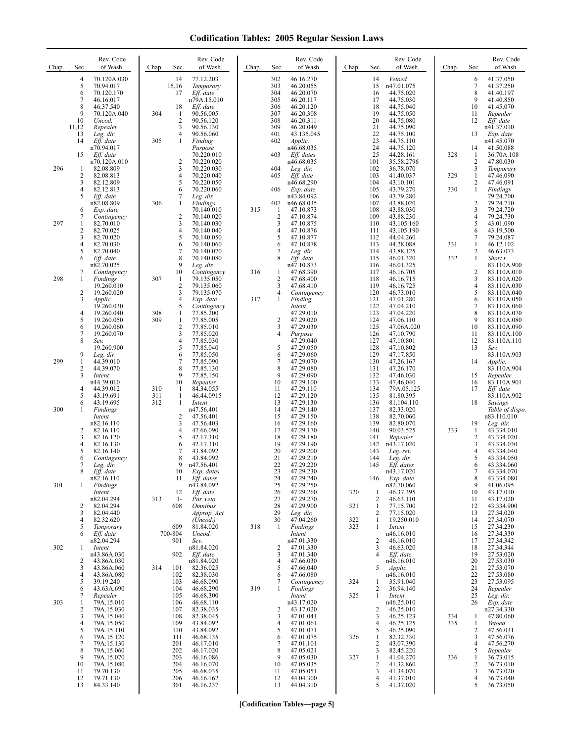# Codification Tables: 2005 Regular Session Laws

| Chap. | Sec. | Rev. Code of Wash. |
|---|---|---|
| | 4 | 70.120A.030 |
| | 5 | 70.94.017 |
| | 6 | 70.120.170 |
| | 7 | 46.16.017 |
| | 8 | 46.37.540 |
| | 9 | 70.120A.040 |
| | 10 | *Uncod.* |
| | 11,12 | *Repealer* |
| | 13 | *Leg. dir.* |
| | 14 | *Eff. date* n70.94.017 |
| | 15 | *Eff. date* n70.120A.010 |
| 296 | 1 | 82.08.809 |
| | 2 | 82.08.813 |
| | 3 | 82.12.809 |
| | 4 | 82.12.813 |
| | 5 | *Eff. date* n82.08.809 |
| | 6 | *Exp. date* |
| | 7 | *Contingency* |
| 297 | 1 | 82.70.010 |
| | 2 | 82.70.025 |
| | 3 | 82.70.020 |
| | 4 | 82.70.030 |
| | 5 | 82.70.040 |
| | 6 | *Eff. date* n82.70.025 |
| | 7 | *Contingency* |
| 298 | 1 | *Findings* 19.260.010 |
| | 2 | 19.260.020 |
| | 3 | *Applic.* 19.260.030 |
| | 4 | 19.260.040 |
| | 5 | 19.260.050 |
| | 6 | 19.260.060 |
| | 7 | 19.260.070 |
| | 8 | *Sev.* 19.260.900 |
| | 9 | *Leg. dir.* |
| 299 | 1 | 44.39.010 |
| | 2 | 44.39.070 |
| | 3 | *Intent* n44.39.010 |
| | 4 | 44.39.012 |
| | 5 | 43.19.691 |
| | 6 | 43.19.695 |
| 300 | 1 | *Findings Intent* n82.16.110 |
| | 2 | 82.16.110 |
| | 3 | 82.16.120 |
| | 4 | 82.16.130 |
| | 5 | 82.16.140 |
| | 6 | *Contingency* |
| | 7 | *Leg. dir.* |
| | 8 | *Eff. date* n82.16.110 |
| 301 | 1 | *Findings Intent* n82.04.294 |
| | 2 | 82.04.294 |
| | 3 | 82.04.440 |
| | 4 | 82.32.620 |
| | 5 | *Temporary* |
| | 6 | *Eff. date* n82.04.294 |
| 302 | 1 | *Intent* n43.86A.030 |
| | 2 | 43.86A.030 |
| | 3 | 43.86A.060 |
| | 4 | 43.86A.080 |
| | 5 | 39.19.240 |
| | 6 | 43.63A.690 |
| | 7 | *Repealer* |
| 303 | 1 | 79A.15.010 |
| | 2 | 79A.15.030 |
| | 3 | 79A.15.040 |
| | 4 | 79A.15.050 |
| | 5 | 79A.15.110 |
| | 6 | 79A.15.120 |
| | 7 | 79A.15.130 |
| | 8 | 79A.15.060 |
| | 9 | 79A.15.070 |
| | 10 | 79A.15.080 |
| | 11 | 79.70.130 |
| | 12 | 79.71.130 |
| | 13 | 84.33.140 |
| | 14 | 77.12.203 |
| | 15,16 | *Temporary* |
| | 17 | *Eff. date* n79A.15.010 |
| | 18 | *Eff. date* |
| 304 | 1 | 90.56.005 |
| | 2 | 90.56.120 |
| | 3 | 90.56.130 |
| | 4 | 90.56.060 |
| 305 | 1 | *Finding Purpose* 70.220.010 |
| | 2 | 70.220.020 |
| | 3 | 70.220.030 |
| | 4 | 70.220.040 |
| | 5 | 70.220.050 |
| | 6 | 70.220.060 |
| | 7 | *Leg. dir.* |
| 306 | 1 | *Findings* 70.140.010 |
| | 2 | 70.140.020 |
| | 3 | 70.140.030 |
| | 4 | 70.140.040 |
| | 5 | 70.140.050 |
| | 6 | 70.140.060 |
| | 7 | 70.140.070 |
| | 8 | 70.140.080 |
| | 9 | *Leg. dir.* |
| | 10 | *Contingency* |
| 307 | 1 | 79.135.050 |
| | 2 | 79.135.060 |
| | 3 | 79.135.070 |
| | 4 | *Exp. date* |
| | 5 | *Contingency* |
| 308 | 1 | 77.85.200 |
| 309 | 1 | 77.85.005 |
| | 2 | 77.85.010 |
| | 3 | 77.85.020 |
| | 4 | 77.85.030 |
| | 5 | 77.85.040 |
| | 6 | 77.85.050 |
| | 7 | 77.85.090 |
| | 8 | 77.85.130 |
| | 9 | 77.85.150 |
| | 10 | *Repealer* |
| 310 | 1 | 84.34.055 |
| 311 | 1 | 46.44.0915 |
| 312 | 1 | *Intent* n47.56.401 |
| | 2 | 47.56.401 |
| | 3 | 47.56.403 |
| | 4 | 47.66.090 |
| | 5 | 42.17.310 |
| | 6 | 42.17.310 |
| | 7 | 43.84.092 |
| | 8 | 43.84.092 |
| | 9 | n47.56.401 |
| | 10 | *Exp. dates* |
| | 11 | *Eff. dates* n43.84.092 |
| | 12 | *Eff. date* |
| 313 | 1-608 | *Par. veto Omnibus Approp. Act (Uncod.)* |
| | 609 | 81.84.020 |
| | 700-804 | *Uncod.* |
| | 901 | *Sev.* n81.84.020 |
| | 902 | *Eff. date* n81.84.020 |
| 314 | 101 | 82.36.025 |
| | 102 | 82.38.030 |
| | 103 | 46.68.090 |
| | 104 | 46.68.290 |
| | 105 | 46.68.300 |
| | 106 | 46.68.110 |
| | 107 | 82.38.035 |
| | 108 | 82.38.045 |
| | 109 | 43.84.092 |
| | 110 | 43.84.092 |
| | 111 | 46.68.135 |
| | 201 | 46.17.010 |
| | 202 | 46.17.020 |
| | 203 | 46.16.086 |
| | 204 | 46.16.070 |
| | 205 | 46.68.035 |
| | 206 | 46.16.162 |
| | 301 | 46.16.237 |
| | 302 | 46.16.270 |
| | 303 | 46.20.055 |
| | 304 | 46.20.070 |
| | 305 | 46.20.117 |
| | 306 | 46.20.120 |
| | 307 | 46.20.308 |
| | 308 | 46.20.311 |
| | 309 | 46.20.049 |
| | 401 | 43.135.045 |
| | 402 | *Applic.* n46.68.035 |
| | 403 | *Eff. dates* n46.68.035 |
| | 404 | *Leg. dir.* |
| | 405 | *Eff. date* n46.68.290 |
| | 406 | *Exp. date* n43.84.092 |
| | 407 | n46.68.035 |
| 315 | 1 | 47.10.873 |
| | 2 | 47.10.874 |
| | 3 | 47.10.875 |
| | 4 | 47.10.876 |
| | 5 | 47.10.877 |
| | 6 | 47.10.878 |
| | 7 | *Leg. dir.* |
| | 8 | *Eff. date* n47.10.873 |
| 316 | 1 | 47.68.390 |
| | 2 | 47.68.400 |
| | 3 | 47.68.410 |
| | 4 | *Contingency* |
| 317 | 1 | *Finding Intent* 47.29.010 |
| | 2 | 47.29.020 |
| | 3 | 47.29.030 |
| | 4 | *Purpose* 47.29.040 |
| | 5 | 47.29.050 |
| | 6 | 47.29.060 |
| | 7 | 47.29.070 |
| | 8 | 47.29.080 |
| | 9 | 47.29.090 |
| | 10 | 47.29.100 |
| | 11 | 47.29.110 |
| | 12 | 47.29.120 |
| | 13 | 47.29.130 |
| | 14 | 47.29.140 |
| | 15 | 47.29.150 |
| | 16 | 47.29.160 |
| | 17 | 47.29.170 |
| | 18 | 47.29.180 |
| | 19 | 47.29.190 |
| | 20 | 47.29.200 |
| | 21 | 47.29.210 |
| | 22 | 47.29.220 |
| | 23 | 47.29.230 |
| | 24 | 47.29.240 |
| | 25 | 47.29.250 |
| | 26 | 47.29.260 |
| | 27 | 47.29.270 |
| | 28 | 47.29.900 |
| | 29 | *Leg. dir.* |
| | 30 | 47.04.260 |
| 318 | 1 | *Findings Intent* n47.01.330 |
| | 2 | 47.01.330 |
| | 3 | 47.01.340 |
| | 4 | 47.66.030 |
| | 5 | 47.66.040 |
| | 6 | 47.66.080 |
| | 7 | *Contingency* |
| 319 | 1 | *Findings Intent* n43.17.020 |
| | 2 | 43.17.020 |
| | 3 | 47.01.041 |
| | 4 | 47.01.061 |
| | 5 | 47.01.071 |
| | 6 | 47.01.075 |
| | 7 | 47.01.101 |
| | 8 | 47.05.021 |
| | 9 | 47.05.030 |
| | 10 | 47.05.035 |
| | 11 | 47.05.051 |
| | 12 | 44.04.300 |
| | 13 | 44.04.310 |
| | 14 | *Vetoed* |
| | 15 | n47.01.075 |
| | 16 | 44.75.020 |
| | 17 | 44.75.030 |
| | 18 | 44.75.040 |
| | 19 | 44.75.050 |
| | 20 | 44.75.080 |
| | 21 | 44.75.090 |
| | 22 | 44.75.100 |
| | 23 | 44.75.110 |
| | 24 | 44.75.120 |
| | 25 | 44.28.161 |
| | 101 | 35.58.2796 |
| | 102 | 36.78.070 |
| | 103 | 41.40.037 |
| | 104 | 43.10.101 |
| | 105 | 43.79.270 |
| | 106 | 43.79.280 |
| | 107 | 43.88.020 |
| | 108 | 43.88.030 |
| | 109 | 43.88.230 |
| | 110 | 43.105.160 |
| | 111 | 43.105.190 |
| | 112 | 44.04.260 |
| | 113 | 44.28.088 |
| | 114 | 43.88.125 |
| | 115 | 46.01.320 |
| | 116 | 46.01.325 |
| | 117 | 46.16.705 |
| | 118 | 46.16.715 |
| | 119 | 46.16.725 |
| | 120 | 46.73.010 |
| | 121 | 47.01.280 |
| | 122 | 47.04.210 |
| | 123 | 47.04.220 |
| | 124 | 47.06.110 |
| | 125 | 47.06A.020 |
| | 126 | 47.10.790 |
| | 127 | 47.10.801 |
| | 128 | 47.10.802 |
| | 129 | 47.17.850 |
| | 130 | 47.26.167 |
| | 131 | 47.26.170 |
| | 132 | 47.46.030 |
| | 133 | 47.46.040 |
| | 134 | 79A.05.125 |
| | 135 | 81.80.395 |
| | 136 | 81.104.110 |
| | 137 | 82.33.020 |
| | 138 | 82.70.060 |
| | 139 | 82.80.070 |
| | 140 | 90.03.525 |
| | 141 | *Repealer* |
| | 142 | n43.17.020 |
| | 143 | *Leg. rev.* |
| | 144 | *Leg. dir.* |
| | 145 | *Eff. dates* n43.17.020 |
| | 146 | *Exp. date* n82.70.060 |
| 320 | 1 | 46.37.395 |
| | 2 | 46.63.110 |
| 321 | 1 | 77.15.700 |
| | 2 | 77.15.020 |
| 322 | 1 | 19.250.010 |
| 323 | 1 | *Intent* n46.16.010 |
| | 2 | 46.16.010 |
| | 3 | 46.63.020 |
| | 4 | *Eff. date* n46.16.010 |
| | 5 | *Applic.* n46.16.010 |
| 324 | 1 | 35.91.040 |
| | 2 | 36.94.140 |
| 325 | 1 | *Intent* n46.25.010 |
| | 2 | 46.25.010 |
| | 3 | 46.25.123 |
| | 4 | 46.25.125 |
| | 5 | 46.25.090 |
| 326 | 1 | 82.32.330 |
| | 2 | 43.07.390 |
| | 3 | 82.45.220 |
| 327 | 1 | 41.04.270 |
| | 2 | 41.32.860 |
| | 3 | 41.34.070 |
| | 4 | 41.37.010 |
| | 5 | 41.37.020 |
| | 6 | 41.37.050 |
| | 7 | 41.37.250 |
| | 8 | 41.40.197 |
| | 9 | 41.40.850 |
| | 10 | 41.45.070 |
| | 11 | *Repealer* |
| | 12 | *Eff. date* n41.37.010 |
| | 13 | *Exp. date* n41.45.070 |
| | 14 | 41.50.088 |
| 328 | 1 | 36.70A.108 |
| | 2 | 47.80.030 |
| | 3 | *Temporary* |
| 329 | 1 | 47.46.090 |
| | 2 | 47.46.091 |
| 330 | 1 | *Findings* 79.24.700 |
| | 2 | 79.24.710 |
| | 3 | 79.24.720 |
| | 4 | 79.24.730 |
| | 5 | 43.01.090 |
| | 6 | 43.19.500 |
| | 7 | 79.24.087 |
| 331 | 1 | 46.12.102 |
| | 2 | 46.63.073 |
| 332 | 1 | *Short t.* 83.110A.900 |
| | 2 | 83.110A.010 |
| | 3 | 83.110A.020 |
| | 4 | 83.110A.030 |
| | 5 | 83.110A.040 |
| | 6 | 83.110A.050 |
| | 7 | 83.110A.060 |
| | 8 | 83.110A.070 |
| | 9 | 83.110A.080 |
| | 10 | 83.110A.090 |
| | 11 | 83.110A.100 |
| | 12 | 83.110A.110 |
| | 13 | *Sev.* 83.110A.903 |
| | 14 | *Applic.* 83.110A.904 |
| | 15 | *Repealer* |
| | 16 | 83.110A.901 |
| | 17 | *Eff. date* 83.110A.902 |
| | 18 | *Savings Table of dispo.* n83.110.010 |
| | 19 | *Leg. dir.* |
| 333 | 1 | 43.334.010 |
| | 2 | 43.334.020 |
| | 3 | 43.334.030 |
| | 4 | 43.334.040 |
| | 5 | 43.334.050 |
| | 6 | 43.334.060 |
| | 7 | 43.334.070 |
| | 8 | 43.334.080 |
| | 9 | 41.06.095 |
| | 10 | 43.17.010 |
| | 11 | 43.17.020 |
| | 12 | 43.334.900 |
| | 13 | 27.34.020 |
| | 14 | 27.34.070 |
| | 15 | 27.34.230 |
| | 16 | 27.34.330 |
| | 17 | 27.34.342 |
| | 18 | 27.34.344 |
| | 19 | 27.53.020 |
| | 20 | 27.53.030 |
| | 21 | 27.53.070 |
| | 22 | 27.53.080 |
| | 23 | 27.53.095 |
| | 24 | *Repealer* |
| | 25 | *Leg. dir.* |
| | 26 | *Exp. date* n27.34.330 |
| 334 | 1 | 47.80.060 |
| 335 | 1 | *Vetoed* |
| | 2 | 47.56.031 |
| | 3 | 47.56.076 |
| | 4 | 47.56.270 |
| | 5 | *Repealer* |
| 336 | 1 | 36.73.015 |
| | 2 | 36.73.010 |
| | 3 | 36.73.020 |
| | 4 | 36.73.040 |
| | 5 | 36.73.050 |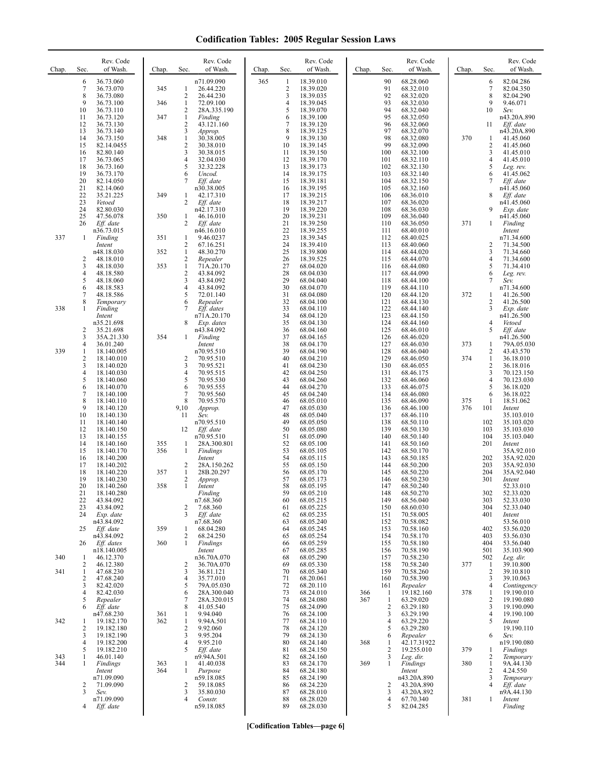# Codification Tables: 2005 Regular Session Laws

| Chap. | Sec. | Rev. Code of Wash. |
|---|---|---|
| | 6 | 36.73.060 |
| | 7 | 36.73.070 |
| | 8 | 36.73.080 |
| | 9 | 36.73.100 |
| | 10 | 36.73.110 |
| | 11 | 36.73.120 |
| | 12 | 36.73.130 |
| | 13 | 36.73.140 |
| | 14 | 36.73.150 |
| | 15 | 82.14.0455 |
| | 16 | 82.80.140 |
| | 17 | 36.73.065 |
| | 18 | 36.73.160 |
| | 19 | 36.73.170 |
| | 20 | 82.14.050 |
| | 21 | 82.14.060 |
| | 22 | 35.21.225 |
| | 23 | *Vetoed* |
| | 24 | 82.80.030 |
| | 25 | 47.56.078 |
| | 26 | *Eff. date* n36.73.015 |
| 337 | 1 | *Finding Intent* n48.18.030 |
| | 2 | 48.18.010 |
| | 3 | 48.18.030 |
| | 4 | 48.18.580 |
| | 5 | 48.18.060 |
| | 6 | 48.18.583 |
| | 7 | 48.18.586 |
| | 8 | *Temporary* |
| 338 | 1 | *Finding Intent* n35.21.698 |
| | 2 | 35.21.698 |
| | 3 | 35A.21.330 |
| | 4 | 36.01.240 |
| 339 | 1 | 18.140.005 |
| | 2 | 18.140.010 |
| | 3 | 18.140.020 |
| | 4 | 18.140.030 |
| | 5 | 18.140.060 |
| | 6 | 18.140.070 |
| | 7 | 18.140.100 |
| | 8 | 18.140.110 |
| | 9 | 18.140.120 |
| | 10 | 18.140.130 |
| | 11 | 18.140.140 |
| | 12 | 18.140.150 |
| | 13 | 18.140.155 |
| | 14 | 18.140.160 |
| | 15 | 18.140.170 |
| | 16 | 18.140.200 |
| | 17 | 18.140.202 |
| | 18 | 18.140.220 |
| | 19 | 18.140.230 |
| | 20 | 18.140.260 |
| | 21 | 18.140.280 |
| | 22 | 43.84.092 |
| | 23 | 43.84.092 |
| | 24 | *Exp. date* n43.84.092 |
| | 25 | *Eff. date* n43.84.092 |
| | 26 | *Eff. dates* n18.140.005 |
| 340 | 1 | 46.12.370 |
| | 2 | 46.12.380 |
| 341 | 1 | 47.68.230 |
| | 2 | 47.68.240 |
| | 3 | 82.42.020 |
| | 4 | 82.42.030 |
| | 5 | *Repealer* |
| | 6 | *Eff. date* n47.68.230 |
| 342 | 1 | 19.182.170 |
| | 2 | 19.182.180 |
| | 3 | 19.182.190 |
| | 4 | 19.182.200 |
| | 5 | 19.182.210 |
| 343 | 1 | 46.01.140 |
| 344 | 1 | *Findings Intent* n71.09.090 |
| | 2 | 71.09.090 |
| | 3 | *Sev.* n71.09.090 |
| | 4 | *Eff. date* n71.09.090 |
| 345 | 1 | 26.44.220 |
| | 2 | 26.44.230 |
| 346 | 1 | 72.09.100 |
| | 2 | 28A.335.190 |
| 347 | 1 | *Finding* |
| | 2 | 43.121.160 |
| | 3 | *Approp.* |
| 348 | 1 | 30.38.005 |
| | 2 | 30.38.010 |
| | 3 | 30.38.015 |
| | 4 | 32.04.030 |
| | 5 | 32.32.228 |
| | 6 | *Uncod.* |
| | 7 | *Eff. date* n30.38.005 |
| 349 | 1 | 42.17.310 |
| | 2 | *Eff. date* n42.17.310 |
| 350 | 1 | 46.16.010 |
| | 2 | *Eff. date* n46.16.010 |
| 351 | 1 | 9.46.0237 |
| | 2 | 67.16.251 |
| 352 | 1 | 48.30.270 |
| | 2 | *Repealer* |
| 353 | 1 | 71A.20.170 |
| | 2 | 43.84.092 |
| | 3 | 43.84.092 |
| | 4 | 43.84.092 |
| | 5 | 72.01.140 |
| | 6 | *Repealer* |
| | 7 | *Eff. dates* n71A.20.170 |
| | 8 | *Exp. dates* n43.84.092 |
| 354 | 1 | *Finding Intent* n70.95.510 |
| | 2 | 70.95.510 |
| | 3 | 70.95.521 |
| | 4 | 70.95.515 |
| | 5 | 70.95.530 |
| | 6 | 70.95.555 |
| | 7 | 70.95.560 |
| | 8 | 70.95.570 |
| | 9,10 | *Approp.* |
| | 11 | *Sev.* n70.95.510 |
| | 12 | *Eff. date* n70.95.510 |
| 355 | 1 | 28A.300.801 |
| 356 | 1 | *Findings Intent* |
| | 2 | 28A.150.262 |
| 357 | 1 | 28B.20.297 |
| | 2 | *Approp.* |
| 358 | 1 | *Intent Finding* n7.68.360 |
| | 2 | 7.68.360 |
| | 3 | *Eff. date* n7.68.360 |
| 359 | 1 | 68.04.280 |
| | 2 | 68.24.250 |
| 360 | 1 | *Findings Intent* n36.70A.070 |
| | 2 | 36.70A.070 |
| | 3 | 36.81.121 |
| | 4 | 35.77.010 |
| | 5 | 79A.05.030 |
| | 6 | 28A.300.040 |
| | 7 | 28A.320.015 |
| | 8 | 41.05.540 |
| 361 | 1 | 9.94.040 |
| 362 | 1 | 9.94A.501 |
| | 2 | 9.92.060 |
| | 3 | 9.95.204 |
| | 4 | 9.95.210 |
| | 5 | *Eff. date* n9.94A.501 |
| 363 | 1 | 41.40.038 |
| 364 | 1 | *Purpose* n59.18.085 |
| | 2 | 59.18.085 |
| | 3 | 35.80.030 |
| | 4 | *Constr.* n59.18.085 |
| 365 | 1 | 18.39.010 |
| | 2 | 18.39.020 |
| | 3 | 18.39.035 |
| | 4 | 18.39.045 |
| | 5 | 18.39.070 |
| | 6 | 18.39.100 |
| | 7 | 18.39.120 |
| | 8 | 18.39.125 |
| | 9 | 18.39.130 |
| | 10 | 18.39.145 |
| | 11 | 18.39.150 |
| | 12 | 18.39.170 |
| | 13 | 18.39.173 |
| | 14 | 18.39.175 |
| | 15 | 18.39.181 |
| | 16 | 18.39.195 |
| | 17 | 18.39.215 |
| | 18 | 18.39.217 |
| | 19 | 18.39.220 |
| | 20 | 18.39.231 |
| | 21 | 18.39.250 |
| | 22 | 18.39.255 |
| | 23 | 18.39.345 |
| | 24 | 18.39.410 |
| | 25 | 18.39.800 |
| | 26 | 18.39.525 |
| | 27 | 68.04.020 |
| | 28 | 68.04.030 |
| | 29 | 68.04.040 |
| | 30 | 68.04.070 |
| | 31 | 68.04.080 |
| | 32 | 68.04.100 |
| | 33 | 68.04.110 |
| | 34 | 68.04.120 |
| | 35 | 68.04.130 |
| | 36 | 68.04.160 |
| | 37 | 68.04.165 |
| | 38 | 68.04.170 |
| | 39 | 68.04.190 |
| | 40 | 68.04.210 |
| | 41 | 68.04.230 |
| | 42 | 68.04.250 |
| | 43 | 68.04.260 |
| | 44 | 68.04.270 |
| | 45 | 68.04.240 |
| | 46 | 68.05.010 |
| | 47 | 68.05.030 |
| | 48 | 68.05.040 |
| | 49 | 68.05.050 |
| | 50 | 68.05.080 |
| | 51 | 68.05.090 |
| | 52 | 68.05.100 |
| | 53 | 68.05.105 |
| | 54 | 68.05.115 |
| | 55 | 68.05.150 |
| | 56 | 68.05.170 |
| | 57 | 68.05.173 |
| | 58 | 68.05.195 |
| | 59 | 68.05.210 |
| | 60 | 68.05.215 |
| | 61 | 68.05.225 |
| | 62 | 68.05.235 |
| | 63 | 68.05.240 |
| | 64 | 68.05.245 |
| | 65 | 68.05.254 |
| | 66 | 68.05.259 |
| | 67 | 68.05.285 |
| | 68 | 68.05.290 |
| | 69 | 68.05.330 |
| | 70 | 68.05.340 |
| | 71 | 68.20.061 |
| | 72 | 68.20.110 |
| | 73 | 68.24.010 |
| | 74 | 68.24.080 |
| | 75 | 68.24.090 |
| | 76 | 68.24.100 |
| | 77 | 68.24.110 |
| | 78 | 68.24.120 |
| | 79 | 68.24.130 |
| | 80 | 68.24.140 |
| | 81 | 68.24.150 |
| | 82 | 68.24.160 |
| | 83 | 68.24.170 |
| | 84 | 68.24.180 |
| | 85 | 68.24.190 |
| | 86 | 68.24.220 |
| | 87 | 68.28.010 |
| | 88 | 68.28.020 |
| | 89 | 68.28.030 |
| | 90 | 68.28.060 |
| | 91 | 68.32.010 |
| | 92 | 68.32.020 |
| | 93 | 68.32.030 |
| | 94 | 68.32.040 |
| | 95 | 68.32.050 |
| | 96 | 68.32.060 |
| | 97 | 68.32.070 |
| | 98 | 68.32.080 |
| | 99 | 68.32.090 |
| | 100 | 68.32.100 |
| | 101 | 68.32.110 |
| | 102 | 68.32.130 |
| | 103 | 68.32.140 |
| | 104 | 68.32.150 |
| | 105 | 68.32.160 |
| | 106 | 68.36.010 |
| | 107 | 68.36.020 |
| | 108 | 68.36.030 |
| | 109 | 68.36.040 |
| | 110 | 68.36.050 |
| | 111 | 68.40.010 |
| | 112 | 68.40.025 |
| | 113 | 68.40.060 |
| | 114 | 68.44.020 |
| | 115 | 68.44.070 |
| | 116 | 68.44.080 |
| | 117 | 68.44.090 |
| | 118 | 68.44.100 |
| | 119 | 68.44.110 |
| | 120 | 68.44.120 |
| | 121 | 68.44.130 |
| | 122 | 68.44.140 |
| | 123 | 68.44.150 |
| | 124 | 68.44.160 |
| | 125 | 68.46.010 |
| | 126 | 68.46.020 |
| | 127 | 68.46.030 |
| | 128 | 68.46.040 |
| | 129 | 68.46.050 |
| | 130 | 68.46.055 |
| | 131 | 68.46.175 |
| | 132 | 68.46.060 |
| | 133 | 68.46.075 |
| | 134 | 68.46.080 |
| | 135 | 68.46.090 |
| | 136 | 68.46.100 |
| | 137 | 68.46.110 |
| | 138 | 68.50.110 |
| | 139 | 68.50.130 |
| | 140 | 68.50.140 |
| | 141 | 68.50.160 |
| | 142 | 68.50.170 |
| | 143 | 68.50.185 |
| | 144 | 68.50.200 |
| | 145 | 68.50.220 |
| | 146 | 68.50.230 |
| | 147 | 68.50.240 |
| | 148 | 68.50.270 |
| | 149 | 68.56.040 |
| | 150 | 68.60.030 |
| | 151 | 70.58.005 |
| | 152 | 70.58.082 |
| | 153 | 70.58.160 |
| | 154 | 70.58.170 |
| | 155 | 70.58.180 |
| | 156 | 70.58.190 |
| | 157 | 70.58.230 |
| | 158 | 70.58.240 |
| | 159 | 70.58.260 |
| | 160 | 70.58.390 |
| | 161 | *Repealer* |
| 366 | 1 | 19.182.160 |
| 367 | 1 | 63.29.020 |
| | 2 | 63.29.180 |
| | 3 | 63.29.190 |
| | 4 | 63.29.220 |
| | 5 | 63.29.280 |
| | 6 | *Repealer* |
| 368 | 1 | 42.17.31922 |
| | 2 | 19.255.010 |
| | 3 | *Leg. dir.* |
| 369 | 1 | *Findings Intent* n43.20A.890 |
| | 2 | 43.20A.890 |
| | 3 | 43.20A.892 |
| | 4 | 67.70.340 |
| | 5 | 82.04.285 |
| | 6 | 82.04.286 |
| | 7 | 82.04.350 |
| | 8 | 82.04.290 |
| | 9 | 9.46.071 |
| | 10 | *Sev.* n43.20A.890 |
| | 11 | *Eff. date* n43.20A.890 |
| 370 | 1 | 41.45.060 |
| | 2 | 41.45.060 |
| | 3 | 41.45.010 |
| | 4 | 41.45.010 |
| | 5 | *Leg. rev.* |
| | 6 | 41.45.062 |
| | 7 | *Eff. date* n41.45.060 |
| | 8 | *Eff. date* n41.45.060 |
| | 9 | *Exp. date* n41.45.060 |
| 371 | 1 | *Finding Intent* n71.34.600 |
| | 2 | 71.34.500 |
| | 3 | 71.34.660 |
| | 4 | 71.34.600 |
| | 5 | 71.34.410 |
| | 6 | *Leg. rev.* |
| | 7 | *Sev.* n71.34.600 |
| 372 | 1 | 41.26.500 |
| | 2 | 41.26.500 |
| | 3 | *Exp. date* n41.26.500 |
| | 4 | *Vetoed* |
| | 5 | *Eff. date* n41.26.500 |
| 373 | 1 | 79A.05.030 |
| | 2 | 43.43.570 |
| 374 | 1 | 36.18.010 |
| | 2 | 36.18.016 |
| | 3 | 70.123.150 |
| | 4 | 70.123.030 |
| | 5 | 36.18.020 |
| | 6 | 36.18.022 |
| 375 | 1 | 18.51.062 |
| 376 | 101 | *Intent* 35.103.010 |
| | 102 | 35.103.020 |
| | 103 | 35.103.030 |
| | 104 | 35.103.040 |
| | 201 | *Intent* 35A.92.010 |
| | 202 | 35A.92.020 |
| | 203 | 35A.92.030 |
| | 204 | 35A.92.040 |
| | 301 | *Intent* 52.33.010 |
| | 302 | 52.33.020 |
| | 303 | 52.33.030 |
| | 304 | 52.33.040 |
| | 401 | *Intent* 53.56.010 |
| | 402 | 53.56.020 |
| | 403 | 53.56.030 |
| | 404 | 53.56.040 |
| | 501 | 35.103.900 |
| | 502 | *Leg. dir.* |
| 377 | 1 | 39.10.800 |
| | 2 | 39.10.810 |
| | 3 | 39.10.063 |
| | 4 | *Contingency* |
| 378 | 1 | 19.190.010 |
| | 2 | 19.190.080 |
| | 3 | 19.190.090 |
| | 4 | 19.190.100 |
| | 5 | *Intent* 19.190.110 |
| | 6 | *Sev.* n19.190.080 |
| 379 | 1 | *Findings* |
| | 2 | *Temporary* |
| 380 | 1 | 9A.44.130 |
| | 2 | 4.24.550 |
| | 3 | *Temporary* |
| | 4 | *Eff. date* n9A.44.130 |
| 381 | 1 | *Intent Finding* |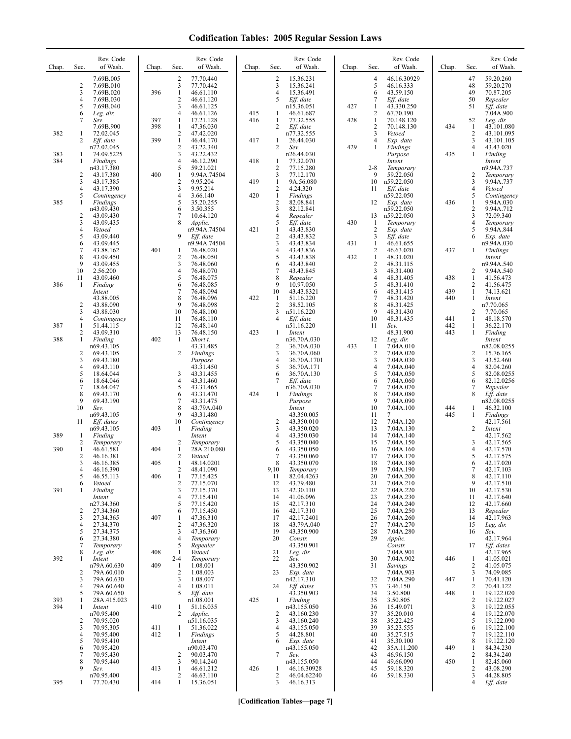# Codification Tables: 2005 Regular Session Laws

| Chap. | Sec. | Rev. Code of Wash. |
|---|---|---|
| | | 7.69B.005 |
| | 2 | 7.69B.010 |
| | 3 | 7.69B.020 |
| | 4 | 7.69B.030 |
| | 5 | 7.69B.040 |
| | 6 | *Leg. dir.* |
| | 7 | *Sev.* 7.69B.900 |
| 382 | 1 | 72.02.045 |
| | 2 | *Eff. date* n72.02.045 |
| 383 | 1 | 74.09.5225 |
| 384 | 1 | *Findings* n43.17.380 |
| | 2 | 43.17.380 |
| | 3 | 43.17.385 |
| | 4 | 43.17.390 |
| | 5 | *Contingency* |
| 385 | 1 | *Findings* n43.09.430 |
| | 2 | 43.09.430 |
| | 3 | 43.09.435 |
| | 4 | *Vetoed* |
| | 5 | 43.09.440 |
| | 6 | 43.09.445 |
| | 7 | 43.88.162 |
| | 8 | 43.09.450 |
| | 9 | 43.09.455 |
| | 10 | 2.56.200 |
| | 11 | 43.09.460 |
| 386 | 1 | *Finding Intent* 43.88.005 |
| | 2 | 43.88.090 |
| | 3 | 43.88.030 |
| | 4 | *Contingency* |
| 387 | 1 | 51.44.115 |
| | 2 | 43.09.310 |
| 388 | 1 | *Finding* n69.43.105 |
| | 2 | 69.43.105 |
| | 3 | 69.43.180 |
| | 4 | 69.43.110 |
| | 5 | 18.64.044 |
| | 6 | 18.64.046 |
| | 7 | 18.64.047 |
| | 8 | 69.43.170 |
| | 9 | 69.43.190 |
| | 10 | *Sev.* n69.43.105 |
| | 11 | *Eff. dates* n69.43.105 |
| 389 | 1 | *Finding* |
| | 2 | *Temporary* |
| 390 | 1 | 46.61.581 |
| | 2 | 46.16.381 |
| | 3 | 46.16.385 |
| | 4 | 46.16.390 |
| | 5 | 46.55.113 |
| | 6 | *Vetoed* |
| 391 | 1 | *Finding Intent* n27.34.360 |
| | 2 | 27.34.360 |
| | 3 | 27.34.365 |
| | 4 | 27.34.370 |
| | 5 | 27.34.375 |
| | 6 | 27.34.380 |
| | 7 | *Temporary* |
| | 8 | *Leg. dir.* |
| 392 | 1 | *Intent* n79A.60.630 |
| | 2 | 79A.60.010 |
| | 3 | 79A.60.630 |
| | 4 | 79A.60.640 |
| | 5 | 79A.60.650 |
| 393 | 1 | 28A.415.023 |
| 394 | 1 | *Intent* n70.95.400 |
| | 2 | 70.95.020 |
| | 3 | 70.95.305 |
| | 4 | 70.95.400 |
| | 5 | 70.95.410 |
| | 6 | 70.95.420 |
| | 7 | 70.95.430 |
| | 8 | 70.95.440 |
| | 9 | *Sev.* n70.95.400 |
| 395 | 1 | 77.70.430 |
| | 2 | 77.70.440 |
| | 3 | 77.70.442 |
| 396 | 1 | 46.61.110 |
| | 2 | 46.61.120 |
| | 3 | 46.61.125 |
| | 4 | 46.61.126 |
| 397 | 1 | 17.21.128 |
| 398 | 1 | 47.36.030 |
| | 2 | 47.42.020 |
| 399 | 1 | 46.44.170 |
| | 2 | 43.22.340 |
| | 3 | 43.22.432 |
| | 4 | 46.12.290 |
| | 5 | 59.21.021 |
| 400 | 1 | 9.94A.74504 |
| | 2 | 9.95.204 |
| | 3 | 9.95.214 |
| | 4 | 3.66.140 |
| | 5 | 35.20.255 |
| | 6 | 3.50.355 |
| | 7 | 10.64.120 |
| | 8 | *Applic.* n9.94A.74504 |
| | 9 | *Eff. date* n9.94A.74504 |
| 401 | 1 | 76.48.020 |
| | 2 | 76.48.050 |
| | 3 | 76.48.060 |
| | 4 | 76.48.070 |
| | 5 | 76.48.075 |
| | 6 | 76.48.085 |
| | 7 | 76.48.094 |
| | 8 | 76.48.096 |
| | 9 | 76.48.098 |
| | 10 | 76.48.100 |
| | 11 | 76.48.110 |
| | 12 | 76.48.140 |
| | 13 | 76.48.150 |
| 402 | 1 | *Short t.* 43.31.485 |
| | 2 | *Findings Purpose* 43.31.450 |
| | 3 | 43.31.455 |
| | 4 | 43.31.460 |
| | 5 | 43.31.465 |
| | 6 | 43.31.470 |
| | 7 | 43.31.475 |
| | 8 | 43.79A.040 |
| | 9 | 43.31.480 |
| | 10 | *Contingency* |
| 403 | 1 | *Finding Intent* |
| | 2 | *Temporary* |
| 404 | 1 | 28A.210.080 |
| | 2 | *Vetoed* |
| 405 | 1 | 48.14.0201 |
| | 2 | 48.41.090 |
| 406 | 1 | 77.15.425 |
| | 2 | 77.15.070 |
| | 3 | 77.15.370 |
| | 4 | 77.15.410 |
| | 5 | 77.15.420 |
| | 6 | 77.15.450 |
| 407 | 1 | 47.36.310 |
| | 2 | 47.36.320 |
| | 3 | 47.36.360 |
| | 4 | *Temporary* |
| | 5 | *Repealer* |
| 408 | 1 | *Vetoed* |
| | 2-4 | *Temporary* |
| 409 | 1 | 1.08.001 |
| | 2 | 1.08.003 |
| | 3 | 1.08.007 |
| | 4 | 1.08.011 |
| | 5 | *Eff. date* n1.08.001 |
| 410 | 1 | 51.16.035 |
| | 2 | *Applic.* n51.16.035 |
| 411 | 1 | 51.36.022 |
| 412 | 1 | *Findings Intent* n90.03.470 |
| | 2 | 90.03.470 |
| | 3 | 90.14.240 |
| 413 | 1 | 46.61.212 |
| | 2 | 46.63.110 |
| 414 | 1 | 15.36.051 |
| | 2 | 15.36.231 |
| | 3 | 15.36.241 |
| | 4 | 15.36.491 |
| | 5 | *Eff. date* n15.36.051 |
| 415 | 1 | 46.61.687 |
| 416 | 1 | 77.32.555 |
| | 2 | *Eff. date* n77.32.555 |
| 417 | 1 | 26.44.030 |
| | 2 | *Sev.* n26.44.030 |
| 418 | 1 | 77.32.070 |
| | 2 | 77.15.280 |
| | 3 | 77.12.170 |
| 419 | 1 | 9A.56.080 |
| | 2 | 4.24.320 |
| 420 | 1 | *Findings* |
| | 2 | 82.08.841 |
| | 3 | 82.12.841 |
| | 4 | *Repealer* |
| | 5 | *Eff. date* |
| 421 | 1 | 43.43.830 |
| | 2 | 43.43.832 |
| | 3 | 43.43.834 |
| | 4 | 43.43.836 |
| | 5 | 43.43.838 |
| | 6 | 43.43.840 |
| | 7 | 43.43.845 |
| | 8 | *Repealer* |
| | 9 | 10.97.050 |
| | 10 | 43.43.8321 |
| 422 | 1 | 51.16.220 |
| | 2 | 38.52.105 |
| | 3 | n51.16.220 |
| | 4 | *Eff. date* n51.16.220 |
| 423 | 1 | *Intent* n36.70A.030 |
| | 2 | 36.70A.030 |
| | 3 | 36.70A.060 |
| | 4 | 36.70A.1701 |
| | 5 | 36.70A.171 |
| | 6 | 36.70A.130 |
| | 7 | *Eff. date* n36.70A.030 |
| 424 | 1 | *Findings Purpose Intent* 43.350.005 |
| | 2 | 43.350.010 |
| | 3 | 43.350.020 |
| | 4 | 43.350.030 |
| | 5 | 43.350.040 |
| | 6 | 43.350.050 |
| | 7 | 43.350.060 |
| | 8 | 43.350.070 |
| | 9,10 | *Temporary* |
| | 11 | 82.04.4263 |
| | 12 | 43.79.480 |
| | 13 | 42.30.110 |
| | 14 | 41.06.096 |
| | 15 | 42.17.310 |
| | 16 | 42.17.310 |
| | 17 | 42.17.2401 |
| | 18 | 43.79A.040 |
| | 19 | 43.350.900 |
| | 20 | *Constr.* 43.350.901 |
| | 21 | *Leg. dir.* |
| | 22 | *Sev.* 43.350.902 |
| | 23 | *Exp. date* n42.17.310 |
| | 24 | *Eff. dates* 43.350.903 |
| 425 | 1 | *Finding* n43.155.050 |
| | 2 | 43.160.230 |
| | 3 | 43.160.240 |
| | 4 | 43.155.050 |
| | 5 | 44.28.801 |
| | 6 | *Exp. date* n43.155.050 |
| | 7 | *Sev.* n43.155.050 |
| 426 | 1 | 46.16.30928 |
| | 2 | 46.04.62240 |
| | 3 | 46.16.313 |
| | 4 | 46.16.30929 |
| | 5 | 46.16.333 |
| | 6 | 43.59.150 |
| | 7 | *Eff. date* |
| 427 | 1 | 43.330.250 |
| | 2 | 67.70.190 |
| 428 | 1 | 70.148.120 |
| | 2 | 70.148.130 |
| | 3 | *Vetoed* |
| | 4 | *Exp. date* |
| 429 | 1 | *Findings Purpose Intent* |
| | 2-8 | *Temporary* |
| | 9 | 59.22.050 |
| | 10 | n59.22.050 |
| | 11 | *Eff. date* n59.22.050 |
| | 12 | *Exp. date* n59.22.050 |
| | 13 | n59.22.050 |
| 430 | 1 | *Temporary* |
| | 2 | *Exp. date* |
| | 3 | *Eff. date* |
| 431 | 1 | 46.61.655 |
| | 2 | 46.63.020 |
| 432 | 1 | 48.31.020 |
| | 2 | 48.31.115 |
| | 3 | 48.31.400 |
| | 4 | 48.31.405 |
| | 5 | 48.31.410 |
| | 6 | 48.31.415 |
| | 7 | 48.31.420 |
| | 8 | 48.31.425 |
| | 9 | 48.31.430 |
| | 10 | 48.31.435 |
| | 11 | *Sev.* 48.31.900 |
| | 12 | *Leg. dir.* |
| 433 | 1 | 7.04A.010 |
| | 2 | 7.04A.020 |
| | 3 | 7.04A.030 |
| | 4 | 7.04A.040 |
| | 5 | 7.04A.050 |
| | 6 | 7.04A.060 |
| | 7 | 7.04A.070 |
| | 8 | 7.04A.080 |
| | 9 | 7.04A.090 |
| | 10 | 7.04A.100 |
| | 11 | 7 |
| | 12 | 7.04A.120 |
| | 13 | 7.04A.130 |
| | 14 | 7.04A.140 |
| | 15 | 7.04A.150 |
| | 16 | 7.04A.160 |
| | 17 | 7.04A.170 |
| | 18 | 7.04A.180 |
| | 19 | 7.04A.190 |
| | 20 | 7.04A.200 |
| | 21 | 7.04A.210 |
| | 22 | 7.04A.220 |
| | 23 | 7.04A.230 |
| | 24 | 7.04A.240 |
| | 25 | 7.04A.250 |
| | 26 | 7.04A.260 |
| | 27 | 7.04A.270 |
| | 28 | 7.04A.280 |
| | 29 | *Applic. Constr.* 7.04A.901 |
| | 30 | 7.04A.902 |
| | 31 | *Savings* 7.04A.903 |
| | 32 | 7.04A.290 |
| | 33 | 3.46.150 |
| | 34 | 3.50.800 |
| | 35 | 3.50.805 |
| | 36 | 15.49.071 |
| | 37 | 35.20.010 |
| | 38 | 35.22.425 |
| | 39 | 35.23.555 |
| | 40 | 35.27.515 |
| | 41 | 35.30.100 |
| | 42 | 35A.11.200 |
| | 43 | 46.96.150 |
| | 44 | 49.66.090 |
| | 45 | 59.18.320 |
| | 46 | 59.18.330 |
| | 47 | 59.20.260 |
| | 48 | 59.20.270 |
| | 49 | 70.87.205 |
| | 50 | *Repealer* |
| | 51 | *Eff. date* 7.04A.900 |
| | 52 | *Leg. dir.* |
| 434 | 1 | 43.101.080 |
| | 2 | 43.101.095 |
| | 3 | 43.101.105 |
| | 4 | 43.43.020 |
| 435 | 1 | *Finding Intent* n9.94A.737 |
| | 2 | *Temporary* |
| | 3 | 9.94A.737 |
| | 4 | *Vetoed* |
| | 5 | *Contingency* |
| 436 | 1 | 9.94A.030 |
| | 2 | 9.94A.712 |
| | 3 | 72.09.340 |
| | 4 | *Temporary* |
| | 5 | 9.94A.844 |
| | 6 | *Exp. date* n9.94A.030 |
| 437 | 1 | *Findings Intent* n9.94A.540 |
| | 2 | 9.94A.540 |
| 438 | 1 | 41.56.473 |
| | 2 | 41.56.475 |
| 439 | 1 | 74.13.621 |
| 440 | 1 | *Intent* n7.70.065 |
| | 2 | 7.70.065 |
| 441 | 1 | 48.18.570 |
| 442 | 1 | 36.22.170 |
| 443 | 1 | *Finding Intent* n82.08.0255 |
| | 2 | 15.76.165 |
| | 3 | 43.52.460 |
| | 4 | 82.04.260 |
| | 5 | 82.08.0255 |
| | 6 | 82.12.0256 |
| | 7 | *Repealer* |
| | 8 | *Eff. date* n82.08.0255 |
| 444 | 1 | 46.32.100 |
| 445 | 1 | *Findings* 42.17.561 |
| | 2 | *Intent* 42.17.562 |
| | 3 | 42.17.565 |
| | 4 | 42.17.570 |
| | 5 | 42.17.575 |
| | 6 | 42.17.020 |
| | 7 | 42.17.103 |
| | 8 | 42.17.110 |
| | 9 | 42.17.510 |
| | 10 | 42.17.530 |
| | 11 | 42.17.640 |
| | 12 | 42.17.660 |
| | 13 | *Repealer* |
| | 14 | 42.17.963 |
| | 15 | *Leg. dir.* |
| | 16 | *Sev.* 42.17.964 |
| | 17 | *Eff. dates* 42.17.965 |
| 446 | 1 | 41.05.021 |
| | 2 | 41.05.075 |
| | 3 | 74.09.085 |
| 447 | 1 | 70.41.120 |
| | 2 | 70.41.122 |
| 448 | 1 | 19.122.020 |
| | 2 | 19.122.027 |
| | 3 | 19.122.055 |
| | 4 | 19.122.070 |
| | 5 | 19.122.090 |
| | 6 | 19.122.100 |
| | 7 | 19.122.110 |
| | 8 | 19.122.120 |
| 449 | 1 | 84.34.230 |
| | 2 | 84.34.240 |
| 450 | 1 | 82.45.060 |
| | 2 | 43.08.290 |
| | 3 | 44.28.805 |
| | 4 | *Eff. date* |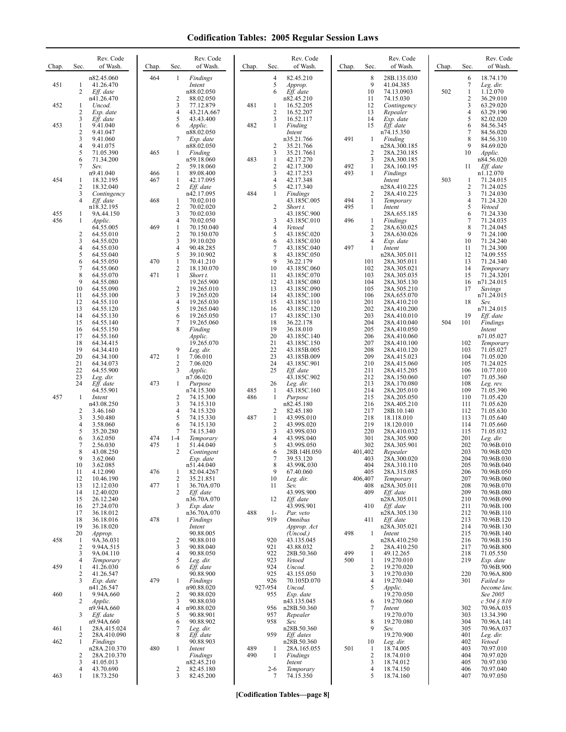# Codification Tables: 2005 Regular Session Laws

| Chap. | Sec. | Rev. Code of Wash. |
|---|---|---|
| | | n82.45.060 |
| 451 | 1 | 41.26.470 |
| | 2 | *Eff. date* n41.26.470 |
| 452 | 1 | *Uncod.* |
| | 2 | *Exp. date* |
| | 3 | *Eff. date* |
| 453 | 1 | 9.41.040 |
| | 2 | 9.41.047 |
| | 3 | 9.41.060 |
| | 4 | 9.41.075 |
| | 5 | 71.05.390 |
| | 6 | 71.34.200 |
| | 7 | *Sev.* n9.41.040 |
| 454 | 1 | 18.32.195 |
| | 2 | 18.32.040 |
| | 3 | *Contingency* |
| | 4 | *Eff. date* n18.32.195 |
| 455 | 1 | 9A.44.150 |
| 456 | 1 | *Applic.* 64.55.005 |
| | 2 | 64.55.010 |
| | 3 | 64.55.020 |
| | 4 | 64.55.030 |
| | 5 | 64.55.040 |
| | 6 | 64.55.050 |
| | 7 | 64.55.060 |
| | 8 | 64.55.070 |
| | 9 | 64.55.080 |
| | 10 | 64.55.090 |
| | 11 | 64.55.100 |
| | 12 | 64.55.110 |
| | 13 | 64.55.120 |
| | 14 | 64.55.130 |
| | 15 | 64.55.140 |
| | 16 | 64.55.150 |
| | 17 | 64.55.160 |
| | 18 | 64.34.415 |
| | 19 | 64.34.410 |
| | 20 | 64.34.100 |
| | 21 | 64.34.073 |
| | 22 | 64.55.900 |
| | 23 | *Leg. dir.* |
| | 24 | *Eff. date* 64.55.901 |
| 457 | 1 | *Intent* n43.08.250 |
| | 2 | 3.46.160 |
| | 3 | 3.50.480 |
| | 4 | 3.58.060 |
| | 5 | 35.20.280 |
| | 6 | 3.62.050 |
| | 7 | 2.56.030 |
| | 8 | 43.08.250 |
| | 9 | 3.62.060 |
| | 10 | 3.62.085 |
| | 11 | 4.12.090 |
| | 12 | 10.46.190 |
| | 13 | 12.12.030 |
| | 14 | 12.40.020 |
| | 15 | 26.12.240 |
| | 16 | 27.24.070 |
| | 17 | 36.18.012 |
| | 18 | 36.18.016 |
| | 19 | 36.18.020 |
| | 20 | *Approp.* |
| 458 | 1 | 9A.36.031 |
| | 2 | 9.94A.515 |
| | 3 | 9A.04.110 |
| | 4 | *Temporary* |
| 459 | 1 | 41.26.030 |
| | 2 | 41.26.547 |
| | 3 | *Exp. date* n41.26.547 |
| 460 | 1 | 9.94A.660 |
| | 2 | *Applic.* n9.94A.660 |
| | 3 | *Eff. date* n9.94A.660 |
| 461 | 1 | 28A.415.024 |
| | 2 | 28A.410.090 |
| 462 | 1 | *Findings* n28A.210.370 |
| | 2 | 28A.210.370 |
| | 3 | 41.05.013 |
| | 4 | 43.70.690 |
| 463 | 1 | 18.73.250 |
| 464 | 1 | *Findings Intent* n88.02.050 |
| | 2 | 88.02.050 |
| | 3 | 77.12.879 |
| | 4 | 43.21A.667 |
| | 5 | 43.43.400 |
| | 6 | *Applic.* n88.02.050 |
| | 7 | *Exp. date* n88.02.050 |
| 465 | 1 | *Finding* n59.18.060 |
| | 2 | 59.18.060 |
| 466 | 1 | 89.08.400 |
| 467 | 1 | 42.17.095 |
| | 2 | *Eff. date* n42.17.095 |
| 468 | 1 | 70.02.010 |
| | 2 | 70.02.020 |
| | 3 | 70.02.030 |
| | 4 | 70.02.050 |
| 469 | 1 | 70.150.040 |
| | 2 | 70.150.070 |
| | 3 | 39.10.020 |
| | 4 | 90.48.285 |
| | 5 | 39.10.902 |
| 470 | 1 | 70.41.210 |
| | 2 | 18.130.070 |
| 471 | 1 | *Short t.* 19.265.900 |
| | 2 | 19.265.010 |
| | 3 | 19.265.020 |
| | 4 | 19.265.030 |
| | 5 | 19.265.040 |
| | 6 | 19.265.050 |
| | 7 | 19.265.060 |
| | 8 | *Finding Applic.* 19.265.070 |
| | 9 | *Leg. dir.* |
| 472 | 1 | 7.06.010 |
| | 2 | 7.06.020 |
| | 3 | *Applic.* n7.06.020 |
| 473 | 1 | *Purpose* n74.15.300 |
| | 2 | 74.15.300 |
| | 3 | 74.15.310 |
| | 4 | 74.15.320 |
| | 5 | 74.15.330 |
| | 6 | 74.15.130 |
| | 7 | 74.15.340 |
| 474 | 1-4 | *Temporary* |
| 475 | 1 | 51.44.040 |
| | 2 | *Contingent Exp. date* n51.44.040 |
| 476 | 1 | 82.04.4267 |
| | 2 | 35.21.851 |
| 477 | 1 | 36.70A.070 |
| | 2 | *Eff. date* n36.70A.070 |
| | 3 | *Exp. date* n36.70A.070 |
| 478 | 1 | *Findings Intent* 90.88.005 |
| | 2 | 90.88.010 |
| | 3 | 90.88.040 |
| | 4 | 90.88.050 |
| | 5 | *Leg. dir.* |
| | 6 | *Eff. date* 90.88.900 |
| 479 | 1 | *Findings* n90.88.020 |
| | 2 | 90.88.020 |
| | 3 | 90.88.030 |
| | 4 | n90.88.020 |
| | 5 | 90.88.901 |
| | 6 | 90.88.902 |
| | 7 | *Leg. dir.* |
| | 8 | *Eff. date* 90.88.903 |
| 480 | 1 | *Intent Findings* n82.45.210 |
| | 2 | 82.45.180 |
| | 3 | 82.45.200 |
| | 4 | 82.45.210 |
| | 5 | *Approp.* |
| | 6 | *Eff. date* n82.45.210 |
| 481 | 1 | 16.52.205 |
| | 2 | 16.52.207 |
| | 3 | 16.52.117 |
| 482 | 1 | *Finding Intent* n35.21.766 |
| | 2 | 35.21.766 |
| | 3 | 35.21.7661 |
| 483 | 1 | 42.17.270 |
| | 2 | 42.17.300 |
| | 3 | 42.17.253 |
| | 4 | 42.17.348 |
| | 5 | 42.17.340 |
| 484 | 1 | *Findings* 43.185C.005 |
| | 2 | *Short t.* 43.185C.900 |
| | 3 | 43.185C.010 |
| | 4 | *Vetoed* |
| | 5 | 43.185C.020 |
| | 6 | 43.185C.030 |
| | 7 | 43.185C.040 |
| | 8 | 43.185C.050 |
| | 9 | 36.22.179 |
| | 10 | 43.185C.060 |
| | 11 | 43.185C.070 |
| | 12 | 43.185C.080 |
| | 13 | 43.185C.090 |
| | 14 | 43.185C.100 |
| | 15 | 43.185C.110 |
| | 16 | 43.185C.120 |
| | 17 | 43.185C.130 |
| | 18 | 36.22.178 |
| | 19 | 36.18.010 |
| | 20 | 43.185C.140 |
| | 21 | 43.185C.150 |
| | 22 | 43.185B.005 |
| | 23 | 43.185B.009 |
| | 24 | 43.185C.901 |
| | 25 | *Eff. date* 43.185C.902 |
| | 26 | *Leg. dir.* |
| 485 | 1 | 43.185C.160 |
| 486 | 1 | *Purpose* n82.45.180 |
| | 2 | 82.45.180 |
| 487 | 1 | 43.99S.010 |
| | 2 | 43.99S.020 |
| | 3 | 43.99S.030 |
| | 4 | 43.99S.040 |
| | 5 | 43.99S.050 |
| | 6 | 28B.14H.050 |
| | 7 | 39.53.120 |
| | 8 | 43.99K.030 |
| | 9 | 67.40.060 |
| | 10 | *Leg. dir.* |
| | 11 | *Sev.* 43.99S.900 |
| | 12 | *Eff. date* 43.99S.901 |
| 488 | 1-919 | *Par. veto Omnibus Approp. Act (Uncod.)* |
| | 920 | 43.135.045 |
| | 921 | 43.88.032 |
| | 922 | 28B.50.360 |
| | 923 | *Vetoed* |
| | 924 | *Uncod.* |
| | 925 | 43.155.050 |
| | 926 | 70.105D.070 |
| | 927-954 | *Uncod.* |
| | 955 | *Exp. date* n43.135.045 |
| | 956 | n28B.50.360 |
| | 957 | *Repealer* |
| | 958 | *Sev.* n28B.50.360 |
| | 959 | *Eff. dates* n28B.50.360 |
| 489 | 1 | 28A.165.055 |
| 490 | 1 | *Findings Intent* |
| | 2-6 | *Temporary* |
| | 7 | 74.15.350 |
| | 8 | 28B.135.030 |
| | 9 | 41.04.385 |
| | 10 | 74.13.0903 |
| | 11 | 74.15.030 |
| | 12 | *Contingency* |
| | 13 | *Repealer* |
| | 14 | *Exp. date* |
| | 15 | *Eff. date* n74.15.350 |
| 491 | 1 | *Finding* n28A.300.185 |
| | 2 | 28A.230.185 |
| | 3 | 28A.300.185 |
| 492 | 1 | 28A.160.195 |
| 493 | 1 | *Findings Intent* n28A.410.225 |
| | 2 | 28A.410.225 |
| 494 | 1 | *Temporary* |
| 495 | 1 | *Intent* 28A.655.185 |
| 496 | 1 | *Findings* |
| | 2 | 28A.630.025 |
| | 3 | 28A.630.026 |
| | 4 | *Exp. date* |
| 497 | 1 | *Intent* n28A.305.011 |
| | 101 | 28A.305.011 |
| | 102 | 28A.305.021 |
| | 103 | 28A.305.035 |
| | 104 | 28A.305.130 |
| | 105 | 28A.505.210 |
| | 106 | 28A.655.070 |
| | 201 | 28A.410.210 |
| | 202 | 28A.410.200 |
| | 203 | 28A.410.010 |
| | 204 | 28A.410.040 |
| | 205 | 28A.410.050 |
| | 206 | 28A.410.060 |
| | 207 | 28A.410.100 |
| | 208 | 28A.410.120 |
| | 209 | 28A.415.023 |
| | 210 | 28A.415.060 |
| | 211 | 28A.415.205 |
| | 212 | 28A.150.060 |
| | 213 | 28A.170.080 |
| | 214 | 28A.205.010 |
| | 215 | 28A.205.050 |
| | 216 | 28A.405.210 |
| | 217 | 28B.10.140 |
| | 218 | 18.118.010 |
| | 219 | 18.120.010 |
| | 220 | 28A.410.032 |
| | 301 | 28A.305.900 |
| | 302 | 28A.305.901 |
| | 401,402 | *Repealer* |
| | 403 | 28A.300.020 |
| | 404 | 28A.310.110 |
| | 405 | 28A.315.085 |
| | 406,407 | *Temporary* |
| | 408 | n28A.305.011 |
| | 409 | *Eff. date* n28A.305.011 |
| | 410 | *Eff. date* n28A.305.130 |
| | 411 | *Eff. date* n28A.305.021 |
| 498 | 1 | *Intent* n28A.410.250 |
| | 2 | 28A.410.250 |
| 499 | 1 | 49.12.265 |
| 500 | 1 | 19.270.010 |
| | 2 | 19.270.020 |
| | 3 | 19.270.030 |
| | 4 | 19.270.040 |
| | 5 | *Applic.* 19.270.050 |
| | 6 | 19.270.060 |
| | 7 | *Intent* 19.270.070 |
| | 8 | 19.270.080 |
| | 9 | *Sev.* 19.270.900 |
| | 10 | *Leg. dir.* |
| 501 | 1 | 18.74.005 |
| | 2 | 18.74.010 |
| | 3 | 18.74.012 |
| | 4 | 18.74.150 |
| | 5 | 18.74.160 |
| | 6 | 18.74.170 |
| | 7 | *Leg. dir.* |
| 502 | 1 | 1.12.070 |
| | 2 | 36.29.010 |
| | 3 | 63.29.020 |
| | 4 | 63.29.190 |
| | 5 | 82.02.020 |
| | 6 | 84.56.345 |
| | 7 | 84.56.020 |
| | 8 | 84.56.310 |
| | 9 | 84.69.020 |
| | 10 | *Applic.* n84.56.020 |
| | 11 | *Eff. date* n1.12.070 |
| 503 | 1 | 71.24.015 |
| | 2 | 71.24.025 |
| | 3 | 71.24.030 |
| | 4 | 71.24.320 |
| | 5 | *Vetoed* |
| | 6 | 71.24.330 |
| | 7 | 71.24.035 |
| | 8 | 71.24.045 |
| | 9 | 71.24.100 |
| | 10 | 71.24.240 |
| | 11 | 71.24.300 |
| | 12 | 74.09.555 |
| | 13 | 71.24.340 |
| | 14 | *Temporary* |
| | 15 | 71.24.3201 |
| | 16 | n71.24.015 |
| | 17 | *Savings* n71.24.015 |
| | 18 | *Sev.* n71.24.015 |
| | 19 | *Eff. date* |
| 504 | 101 | *Findings Intent* n71.05.027 |
| | 102 | *Temporary* |
| | 103 | 71.05.027 |
| | 104 | 71.05.020 |
| | 105 | 71.24.025 |
| | 106 | 10.77.010 |
| | 107 | 71.05.360 |
| | 108 | *Leg. rev.* |
| | 109 | 71.05.390 |
| | 110 | 71.05.420 |
| | 111 | 71.05.620 |
| | 112 | 71.05.630 |
| | 113 | 71.05.640 |
| | 114 | 71.05.660 |
| | 115 | 71.05.032 |
| | 201 | *Leg. dir.* |
| | 202 | 70.96B.010 |
| | 203 | 70.96B.020 |
| | 204 | 70.96B.030 |
| | 205 | 70.96B.040 |
| | 206 | 70.96B.050 |
| | 207 | 70.96B.060 |
| | 208 | 70.96B.070 |
| | 209 | 70.96B.080 |
| | 210 | 70.96B.090 |
| | 211 | 70.96B.100 |
| | 212 | 70.96B.110 |
| | 213 | 70.96B.120 |
| | 214 | 70.96B.130 |
| | 215 | 70.96B.140 |
| | 216 | 70.96B.150 |
| | 217 | 70.96B.800 |
| | 218 | 71.05.550 |
| | 219 | *Exp. date* 70.96B.900 |
| | 220 | 70.96A.800 |
| | 301 | *Failed to become law. See 2005 c 504 § 810* |
| | 302 | 70.96A.035 |
| | 303 | 13.34.390 |
| | 304 | 70.96A.141 |
| | 305 | 70.96A.037 |
| | 401 | *Leg. dir.* |
| | 402 | *Vetoed* |
| | 403 | 70.97.010 |
| | 404 | 70.97.020 |
| | 405 | 70.97.030 |
| | 406 | 70.97.040 |
| | 407 | 70.97.050 |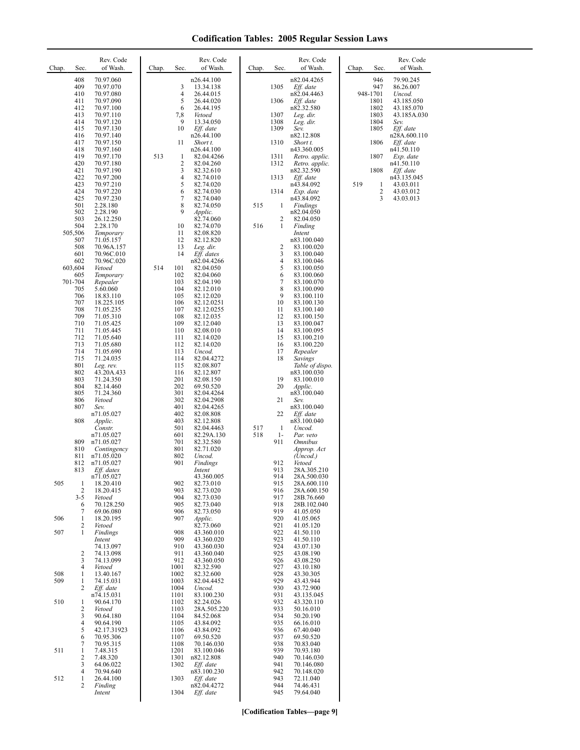# Codification Tables: 2005 Regular Session Laws

| Chap. | Sec. | Rev. Code of Wash. |
|---|---|---|
| | 408 | 70.97.060 |
| | 409 | 70.97.070 |
| | 410 | 70.97.080 |
| | 411 | 70.97.090 |
| | 412 | 70.97.100 |
| | 413 | 70.97.110 |
| | 414 | 70.97.120 |
| | 415 | 70.97.130 |
| | 416 | 70.97.140 |
| | 417 | 70.97.150 |
| | 418 | 70.97.160 |
| | 419 | 70.97.170 |
| | 420 | 70.97.180 |
| | 421 | 70.97.190 |
| | 422 | 70.97.200 |
| | 423 | 70.97.210 |
| | 424 | 70.97.220 |
| | 425 | 70.97.230 |
| | 501 | 2.28.180 |
| | 502 | 2.28.190 |
| | 503 | 26.12.250 |
| | 504 | 2.28.170 |
| | 505,506 | *Temporary* |
| | 507 | 71.05.157 |
| | 508 | 70.96A.157 |
| | 601 | 70.96C.010 |
| | 602 | 70.96C.020 |
| | 603,604 | *Vetoed* |
| | 605 | *Temporary* |
| | 701-704 | *Repealer* |
| | 705 | 5.60.060 |
| | 706 | 18.83.110 |
| | 707 | 18.225.105 |
| | 708 | 71.05.235 |
| | 709 | 71.05.310 |
| | 710 | 71.05.425 |
| | 711 | 71.05.445 |
| | 712 | 71.05.640 |
| | 713 | 71.05.680 |
| | 714 | 71.05.690 |
| | 715 | 71.24.035 |
| | 801 | *Leg. rev.* |
| | 802 | 43.20A.433 |
| | 803 | 71.24.350 |
| | 804 | 82.14.460 |
| | 805 | 71.24.360 |
| | 806 | *Vetoed* |
| | 807 | *Sev.* |
| | | n71.05.027 |
| | 808 | *Applic.* |
| | | *Constr.* |
| | | n71.05.027 |
| | 809 | n71.05.027 |
| | 810 | *Contingency* |
| | 811 | n71.05.020 |
| | 812 | n71.05.027 |
| | 813 | *Eff. dates* |
| | | n71.05.027 |
| 505 | 1 | 18.20.410 |
| | 2 | 18.20.415 |
| | 3-5 | *Vetoed* |
| | 6 | 70.128.250 |
| | 7 | 69.06.080 |
| 506 | 1 | 18.20.195 |
| | 2 | *Vetoed* |
| 507 | 1 | *Findings* |
| | | *Intent* |
| | | 74.13.097 |
| | 2 | 74.13.098 |
| | 3 | 74.13.099 |
| | 4 | *Vetoed* |
| 508 | 1 | 13.40.167 |
| 509 | 1 | 74.15.031 |
| | 2 | *Eff. date* |
| | | n74.15.031 |
| 510 | 1 | 90.64.170 |
| | 2 | *Vetoed* |
| | 3 | 90.64.180 |
| | 4 | 90.64.190 |
| | 5 | 42.17.31923 |
| | 6 | 70.95.306 |
| | 7 | 70.95.315 |
| 511 | 1 | 7.48.315 |
| | 2 | 7.48.320 |
| | 3 | 64.06.022 |
| | 4 | 70.94.640 |
| 512 | 1 | 26.44.100 |
| | 2 | *Finding* |
| | | *Intent* |
| | | n26.44.100 |
| | 3 | 13.34.138 |
| | 4 | 26.44.015 |
| | 5 | 26.44.020 |
| | 6 | 26.44.195 |
| | 7,8 | *Vetoed* |
| | 9 | 13.34.050 |
| | 10 | *Eff. date* |
| | | n26.44.100 |
| | 11 | *Short t.* |
| | | n26.44.100 |
| 513 | 1 | 82.04.4266 |
| | 2 | 82.04.260 |
| | 3 | 82.32.610 |
| | 4 | 82.74.010 |
| | 5 | 82.74.020 |
| | 6 | 82.74.030 |
| | 7 | 82.74.040 |
| | 8 | 82.74.050 |
| | 9 | *Applic.* |
| | | 82.74.060 |
| | 10 | 82.74.070 |
| | 11 | 82.08.820 |
| | 12 | 82.12.820 |
| | 13 | *Leg. dir.* |
| | 14 | *Eff. dates* |
| | | n82.04.4266 |
| 514 | 101 | 82.04.050 |
| | 102 | 82.04.060 |
| | 103 | 82.04.190 |
| | 104 | 82.12.010 |
| | 105 | 82.12.020 |
| | 106 | 82.12.0251 |
| | 107 | 82.12.0255 |
| | 108 | 82.12.035 |
| | 109 | 82.12.040 |
| | 110 | 82.08.010 |
| | 111 | 82.14.020 |
| | 112 | 82.14.020 |
| | 113 | *Uncod.* |
| | 114 | 82.04.4272 |
| | 115 | 82.08.807 |
| | 116 | 82.12.807 |
| | 201 | 82.08.150 |
| | 202 | 69.50.520 |
| | 301 | 82.04.4264 |
| | 302 | 82.04.2908 |
| | 401 | 82.04.4265 |
| | 402 | 82.08.808 |
| | 403 | 82.12.808 |
| | 501 | 82.04.4463 |
| | 601 | 82.29A.130 |
| | 701 | 82.32.580 |
| | 801 | 82.71.020 |
| | 802 | *Uncod.* |
| | 901 | *Findings* |
| | | *Intent* |
| | | 43.360.005 |
| | 902 | 82.73.010 |
| | 903 | 82.73.020 |
| | 904 | 82.73.030 |
| | 905 | 82.73.040 |
| | 906 | 82.73.050 |
| | 907 | *Applic.* |
| | | 82.73.060 |
| | 908 | 43.360.010 |
| | 909 | 43.360.020 |
| | 910 | 43.360.030 |
| | 911 | 43.360.040 |
| | 912 | 43.360.050 |
| | 1001 | 82.32.590 |
| | 1002 | 82.32.600 |
| | 1003 | 82.04.4452 |
| | 1004 | *Uncod.* |
| | 1101 | 83.100.230 |
| | 1102 | 82.24.026 |
| | 1103 | 28A.505.220 |
| | 1104 | 84.52.068 |
| | 1105 | 43.84.092 |
| | 1106 | 43.84.092 |
| | 1107 | 69.50.520 |
| | 1108 | 70.146.030 |
| | 1201 | 83.100.046 |
| | 1301 | n82.12.808 |
| | 1302 | *Eff. date* |
| | | n83.100.230 |
| | 1303 | *Eff. date* |
| | | n82.04.4272 |
| | 1304 | *Eff. date* |
| | | n82.04.4265 |
| | 1305 | *Eff. date* |
| | | n82.04.4463 |
| | 1306 | *Eff. date* |
| | | n82.32.580 |
| | 1307 | *Leg. dir.* |
| | 1308 | *Leg. dir.* |
| | 1309 | *Sev.* |
| | | n82.12.808 |
| | 1310 | *Short t.* |
| | | n43.360.005 |
| | 1311 | *Retro. applic.* |
| | 1312 | *Retro. applic.* |
| | | n82.32.590 |
| | 1313 | *Eff. date* |
| | | n43.84.092 |
| | 1314 | *Exp. date* |
| | | n43.84.092 |
| 515 | 1 | *Findings* |
| | | n82.04.050 |
| | 2 | 82.04.050 |
| 516 | 1 | *Finding* |
| | | *Intent* |
| | | n83.100.040 |
| | 2 | 83.100.020 |
| | 3 | 83.100.040 |
| | 4 | 83.100.046 |
| | 5 | 83.100.050 |
| | 6 | 83.100.060 |
| | 7 | 83.100.070 |
| | 8 | 83.100.090 |
| | 9 | 83.100.110 |
| | 10 | 83.100.130 |
| | 11 | 83.100.140 |
| | 12 | 83.100.150 |
| | 13 | 83.100.047 |
| | 14 | 83.100.095 |
| | 15 | 83.100.210 |
| | 16 | 83.100.220 |
| | 17 | *Repealer* |
| | 18 | *Savings* |
| | | *Table of dispo.* |
| | | n83.100.030 |
| | 19 | 83.100.010 |
| | 20 | *Applic.* |
| | | n83.100.040 |
| | 21 | *Sev.* |
| | | n83.100.040 |
| | 22 | *Eff. date* |
| | | n83.100.040 |
| 517 | 1 | *Uncod.* |
| 518 | 1-911 | *Par. veto* |
| | | *Omnibus* |
| | | *Approp. Act* |
| | | *(Uncod.)* |
| | 912 | *Vetoed* |
| | 913 | 28A.305.210 |
| | 914 | 28A.500.030 |
| | 915 | 28A.600.110 |
| | 916 | 28A.600.150 |
| | 917 | 28B.76.660 |
| | 918 | 28B.102.040 |
| | 919 | 41.05.050 |
| | 920 | 41.05.065 |
| | 921 | 41.05.120 |
| | 922 | 41.50.110 |
| | 923 | 41.50.110 |
| | 924 | 43.07.130 |
| | 925 | 43.08.190 |
| | 926 | 43.08.250 |
| | 927 | 43.10.180 |
| | 928 | 43.30.305 |
| | 929 | 43.43.944 |
| | 930 | 43.72.900 |
| | 931 | 43.135.045 |
| | 932 | 43.320.110 |
| | 933 | 50.16.010 |
| | 934 | 50.20.190 |
| | 935 | 66.16.010 |
| | 936 | 67.40.040 |
| | 937 | 69.50.520 |
| | 938 | 70.83.040 |
| | 939 | 70.93.180 |
| | 940 | 70.146.030 |
| | 941 | 70.146.080 |
| | 942 | 70.148.020 |
| | 943 | 72.11.040 |
| | 944 | 74.46.431 |
| | 945 | 79.64.040 |
| | 946 | 79.90.245 |
| | 947 | 86.26.007 |
| | 948-1701 | *Uncod.* |
| | 1801 | 43.185.050 |
| | 1802 | 43.185.070 |
| | 1803 | 43.185A.030 |
| | 1804 | *Sev.* |
| | 1805 | *Eff. date* |
| | | n28A.600.110 |
| | 1806 | *Eff. date* |
| | | n41.50.110 |
| | 1807 | *Exp. date* |
| | | n41.50.110 |
| | 1808 | *Eff. date* |
| | | n43.135.045 |
| 519 | 1 | 43.03.011 |
| | 2 | 43.03.012 |
| | 3 | 43.03.013 |